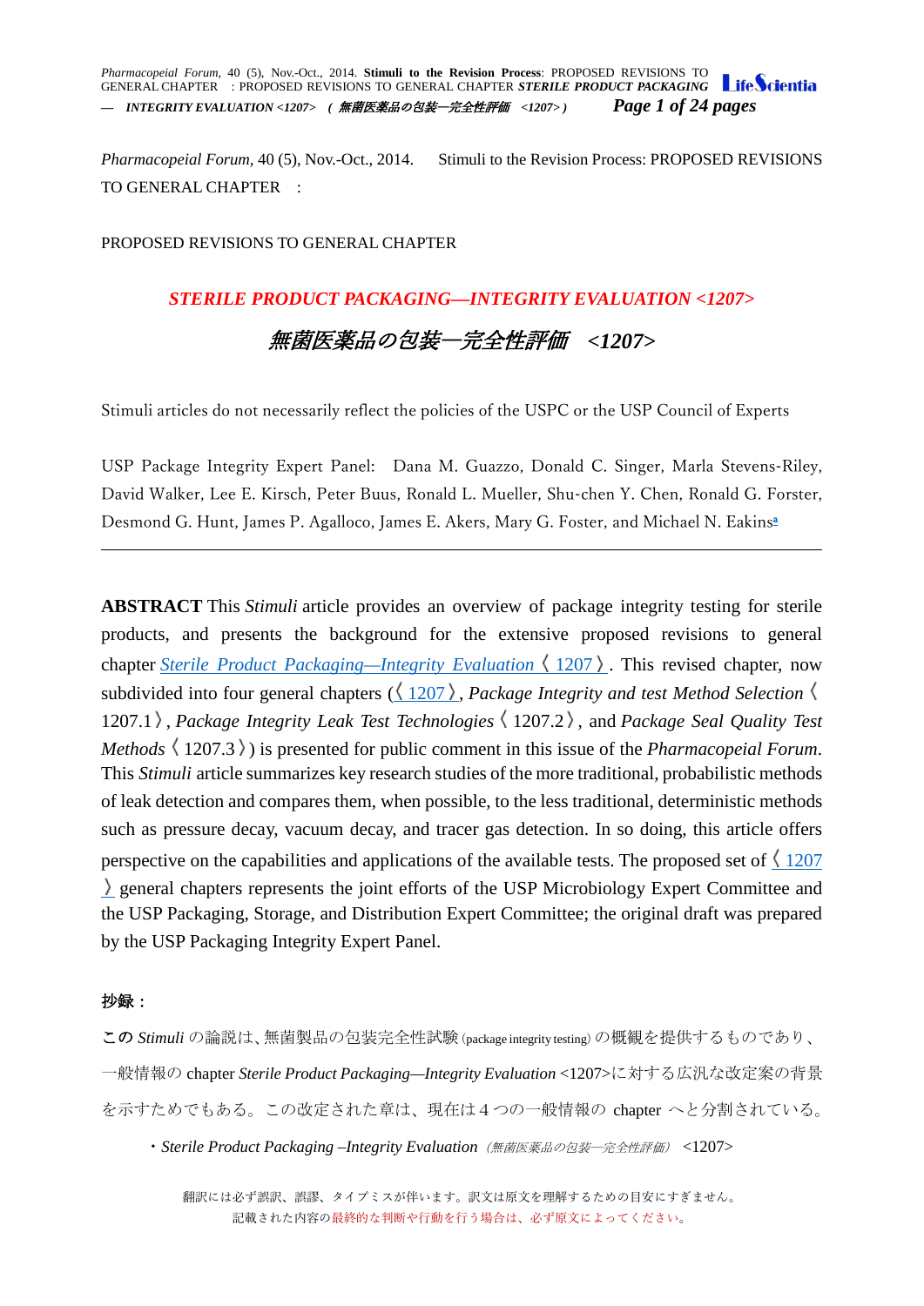*Pharmacopeial Forum,* 40 (5), Nov.-Oct., 2014. Stimuli to the Revision Process: PROPOSED REVISIONS TO GENERAL CHAPTER :

PROPOSED REVISIONS TO GENERAL CHAPTER

## *STERILE PRODUCT PACKAGING—INTEGRITY EVALUATION <1207>*

## *無菌医薬品の包装—完全性評価 <1207>*

Stimuli articles do not necessarily reflect the policies of the USPC or the USP Council of Experts

USP Package Integrity Expert Panel: Dana M. Guazzo, Donald C. Singer, Marla Stevens-Riley, David Walker, Lee E. Kirsch, Peter Buus, Ronald L. Mueller, Shu-chen Y. Chen, Ronald G. Forster, Desmond G. Hunt, James P. Agalloco, James E. Akers, Mary G. Foster, and Michael N. Eakins[a]

---

**ABSTRACT** This *Stimuli* article provides an overview of package integrity testing for sterile products, and presents the background for the extensive proposed revisions to general chapter *Sterile Product Packaging—Integrity Evaluation* 〈1207〉. This revised chapter, now subdivided into four general chapters (〈1207〉, *Package Integrity and test Method Selection* 〈1207.1〉, *Package Integrity Leak Test Technologies* 〈1207.2〉, and *Package Seal Quality Test Methods* 〈1207.3〉) is presented for public comment in this issue of the *Pharmacopeial Forum*. This *Stimuli* article summarizes key research studies of the more traditional, probabilistic methods of leak detection and compares them, when possible, to the less traditional, deterministic methods such as pressure decay, vacuum decay, and tracer gas detection. In so doing, this article offers perspective on the capabilities and applications of the available tests. The proposed set of 〈1207〉 general chapters represents the joint efforts of the USP Microbiology Expert Committee and the USP Packaging, Storage, and Distribution Expert Committee; the original draft was prepared by the USP Packaging Integrity Expert Panel.

**抄録：**

この *Stimuli* の論説は、無菌製品の包装完全性試験 (package integrity testing) の概観を提供するものであり、一般情報の chapter *Sterile Product Packaging—Integrity Evaluation* <1207>に対する広汎な改定案の背景を示すためでもある。この改定された章は、現在は４つの一般情報の chapter へと分割されている。

- *Sterile Product Packaging –Integrity Evaluation*（無菌医薬品の包装—完全性評価） <1207>

翻訳には必ず誤訳、誤謬、タイプミスが伴います。訳文は原文を理解するための目安にすぎません。
記載された内容の最終的な判断や行動を行う場合は、必ず原文によってください。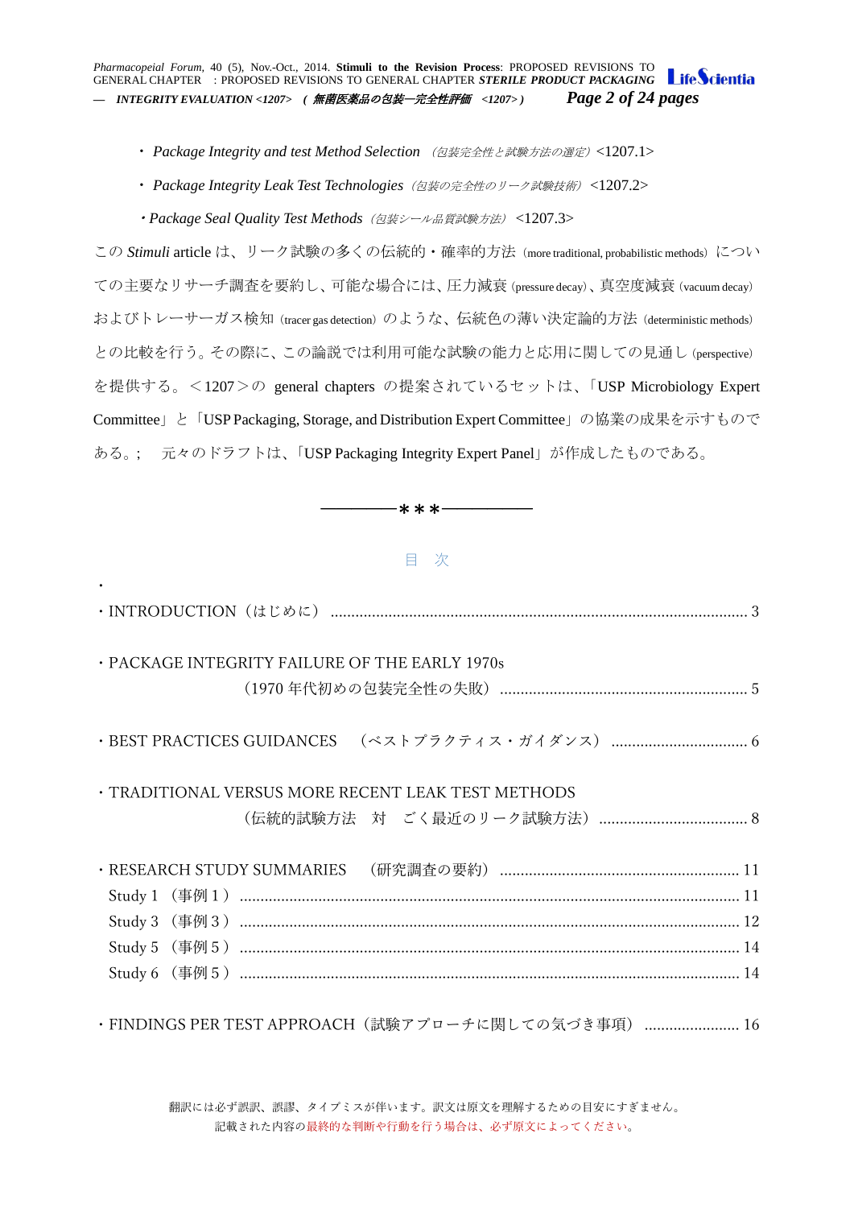- *Package Integrity and test Method Selection* *（包装完全性と試験方法の選定）* <1207.1>
- *Package Integrity Leak Test Technologies* *（包装の完全性のリーク試験技術）* <1207.2>
- *Package Seal Quality Test Methods* *（包装シール品質試験方法）* <1207.3>

この *Stimuli* article は、リーク試験の多くの伝統的・確率的方法（more traditional, probabilistic methods）についての主要なリサーチ調査を要約し、可能な場合には、圧力減衰（pressure decay）、真空度減衰（vacuum decay）およびトレーサーガス検知（tracer gas detection）のような、伝統色の薄い決定論的方法（deterministic methods）との比較を行う。その際に、この論説では利用可能な試験の能力と応用に関しての見通し（perspective）を提供する。＜1207＞の general chapters の提案されているセットは、「USP Microbiology Expert Committee」と「USP Packaging, Storage, and Distribution Expert Committee」の協業の成果を示すものである。; 元々のドラフトは、「USP Packaging Integrity Expert Panel」が作成したものである。

―――――＊＊＊―――――

## 目　次

- INTRODUCTION（はじめに） ........ 3
- PACKAGE INTEGRITY FAILURE OF THE EARLY 1970s（1970 年代初めの包装完全性の失敗） ........ 5
- BEST PRACTICES GUIDANCES　（ベストプラクティス・ガイダンス） ........ 6
- TRADITIONAL VERSUS MORE RECENT LEAK TEST METHODS（伝統的試験方法　対　ごく最近のリーク試験方法） ........ 8
- RESEARCH STUDY SUMMARIES　（研究調査の要約） ........ 11
  - Study 1 （事例 1 ） ........ 11
  - Study 3 （事例 3 ） ........ 12
  - Study 5 （事例 5 ） ........ 14
  - Study 6 （事例 5 ） ........ 14
- FINDINGS PER TEST APPROACH（試験アプローチに関しての気づき事項） ........ 16

翻訳には必ず誤訳、誤謬、タイプミスが伴います。訳文は原文を理解するための目安にすぎません。
記載された内容の最終的な判断や行動を行う場合は、必ず原文によってください。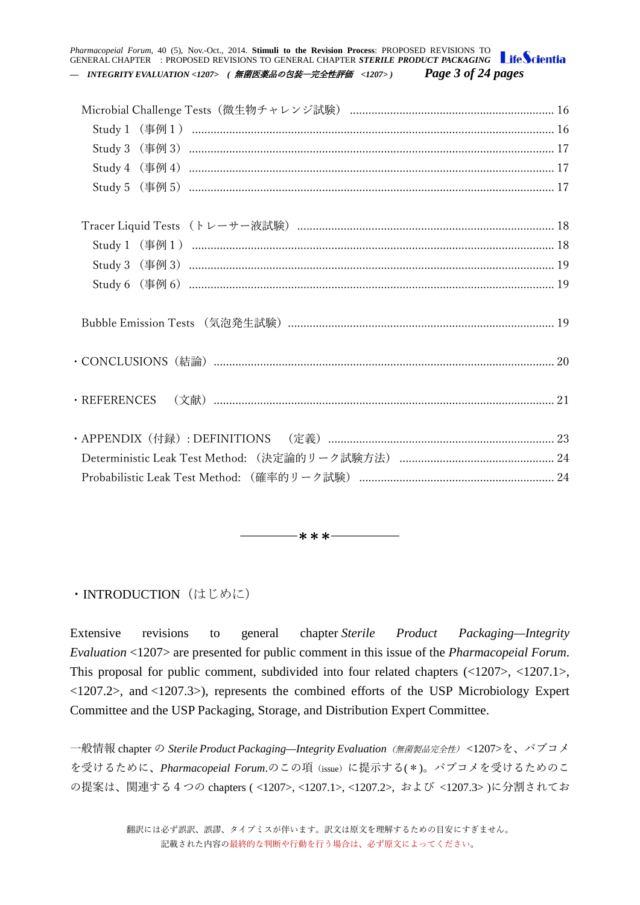Microbial Challenge Tests（微生物チャレンジ試験） ..... 16

Study 1 （事例１） ..... 16

Study 3 （事例 3） ..... 17

Study 4 （事例 4） ..... 17

Study 5 （事例 5） ..... 17

Tracer Liquid Tests （トレーサー液試験） ..... 18

Study 1 （事例１） ..... 18

Study 3 （事例 3） ..... 19

Study 6 （事例 6） ..... 19

Bubble Emission Tests （気泡発生試験） ..... 19

・CONCLUSIONS（結論） ..... 20

・REFERENCES （文献） ..... 21

・APPENDIX（付録）: DEFINITIONS （定義） ..... 23

Deterministic Leak Test Method: （決定論的リーク試験方法） ..... 24

Probabilistic Leak Test Method: （確率的リーク試験） ..... 24

―――＊＊＊―――

## ・INTRODUCTION（はじめに）

Extensive revisions to general chapter *Sterile Product Packaging—Integrity Evaluation* <1207> are presented for public comment in this issue of the *Pharmacopeial Forum*. This proposal for public comment, subdivided into four related chapters (<1207>, <1207.1>, <1207.2>, and <1207.3>), represents the combined efforts of the USP Microbiology Expert Committee and the USP Packaging, Storage, and Distribution Expert Committee.

一般情報 chapter の *Sterile Product Packaging—Integrity Evaluation*（*無菌製品完全性*）<1207>を、パブコメを受けるために、*Pharmacopeial Forum*.のこの項（issue）に提示する(＊)。パブコメを受けるためのこの提案は、関連する 4 つの chapters ( <1207>, <1207.1>, <1207.2>, および <1207.3> )に分割されてお

翻訳には必ず誤訳、誤謬、タイプミスが伴います。訳文は原文を理解するための目安にすぎません。
記載された内容の最終的な判断や行動を行う場合は、必ず原文によってください。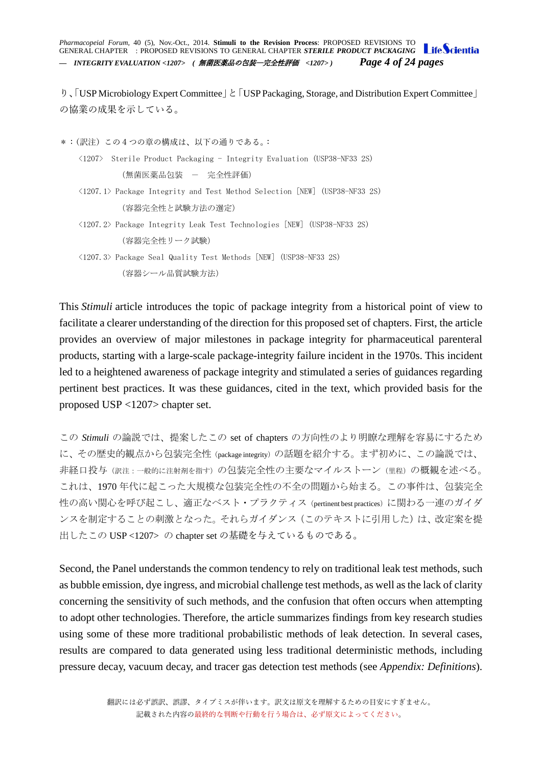り、「USP Microbiology Expert Committee」と「USP Packaging, Storage, and Distribution Expert Committee」の協業の成果を示している。

*：(訳注) この４つの章の構成は、以下の通りである。:

〈1207〉 Sterile Product Packaging – Integrity Evaluation (USP38-NF33 2S)
(無菌医薬品包装 ― 完全性評価)

〈1207.1〉 Package Integrity and Test Method Selection [NEW] (USP38-NF33 2S)
(容器完全性と試験方法の選定)

〈1207.2〉 Package Integrity Leak Test Technologies [NEW] (USP38-NF33 2S)
(容器完全性リーク試験)

〈1207.3〉 Package Seal Quality Test Methods [NEW] (USP38-NF33 2S)
(容器シール品質試験方法)

This *Stimuli* article introduces the topic of package integrity from a historical point of view to facilitate a clearer understanding of the direction for this proposed set of chapters. First, the article provides an overview of major milestones in package integrity for pharmaceutical parenteral products, starting with a large-scale package-integrity failure incident in the 1970s. This incident led to a heightened awareness of package integrity and stimulated a series of guidances regarding pertinent best practices. It was these guidances, cited in the text, which provided basis for the proposed USP <1207> chapter set.

この *Stimuli* の論説では、提案したこの set of chapters の方向性のより明瞭な理解を容易にするために、その歴史的観点から包装完全性（package integrity）の話題を紹介する。まず初めに、この論説では、非経口投与（訳注：一般的に注射剤を指す）の包装完全性の主要なマイルストーン（里程）の概観を述べる。これは、1970 年代に起こった大規模な包装完全性の不全の問題から始まる。この事件は、包装完全性の高い関心を呼び起こし、適正なベスト・プラクティス（pertinent best practices）に関わる一連のガイダンスを制定することの刺激となった。それらガイダンス（このテキストに引用した）は、改定案を提出したこの USP <1207> の chapter set の基礎を与えているものである。

Second, the Panel understands the common tendency to rely on traditional leak test methods, such as bubble emission, dye ingress, and microbial challenge test methods, as well as the lack of clarity concerning the sensitivity of such methods, and the confusion that often occurs when attempting to adopt other technologies. Therefore, the article summarizes findings from key research studies using some of these more traditional probabilistic methods of leak detection. In several cases, results are compared to data generated using less traditional deterministic methods, including pressure decay, vacuum decay, and tracer gas detection test methods (see *Appendix: Definitions*).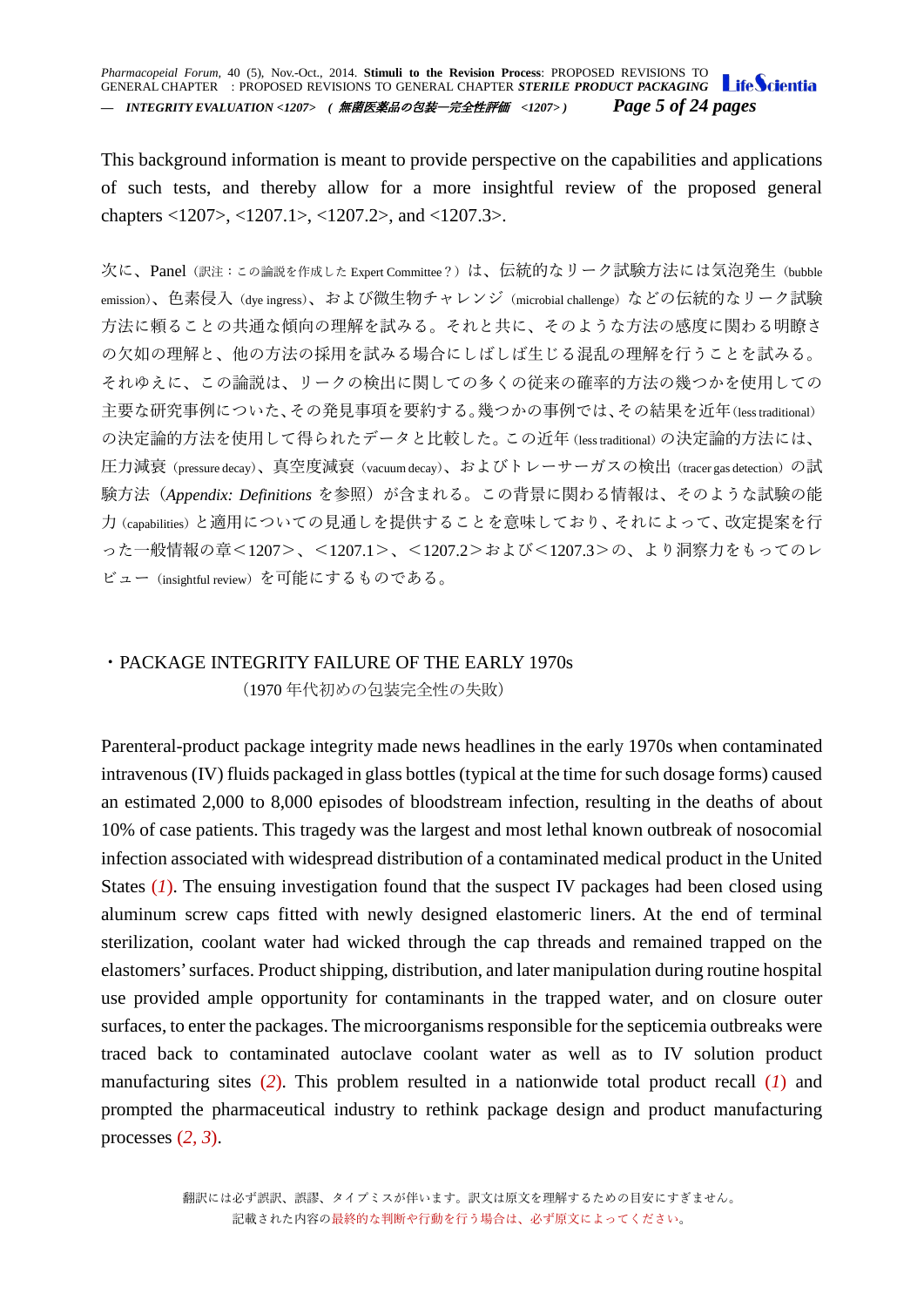This background information is meant to provide perspective on the capabilities and applications of such tests, and thereby allow for a more insightful review of the proposed general chapters <1207>, <1207.1>, <1207.2>, and <1207.3>.

次に、Panel（訳注：この論説を作成した Expert Committee？）は、伝統的なリーク試験方法には気泡発生（bubble emission）、色素侵入（dye ingress）、および微生物チャレンジ（microbial challenge）などの伝統的なリーク試験方法に頼ることの共通な傾向の理解を試みる。それと共に、そのような方法の感度に関わる明瞭さの欠如の理解と、他の方法の採用を試みる場合にしばしば生じる混乱の理解を行うことを試みる。それゆえに、この論説は、リークの検出に関しての多くの従来の確率的方法の幾つかを使用しての主要な研究事例についた、その発見事項を要約する。幾つかの事例では、その結果を近年(less traditional)の決定論的方法を使用して得られたデータと比較した。この近年 (less traditional) の決定論的方法には、圧力減衰（pressure decay）、真空度減衰（vacuum decay）、およびトレーサーガスの検出（tracer gas detection）の試験方法（*Appendix: Definitions* を参照）が含まれる。この背景に関わる情報は、そのような試験の能力 (capabilities) と適用についての見通しを提供することを意味しており、それによって、改定提案を行った一般情報の章<1207>、<1207.1>、<1207.2>および<1207.3>の、より洞察力をもってのレビュー（insightful review）を可能にするものである。

## ・PACKAGE INTEGRITY FAILURE OF THE EARLY 1970s

（1970 年代初めの包装完全性の失敗）

Parenteral-product package integrity made news headlines in the early 1970s when contaminated intravenous (IV) fluids packaged in glass bottles (typical at the time for such dosage forms) caused an estimated 2,000 to 8,000 episodes of bloodstream infection, resulting in the deaths of about 10% of case patients. This tragedy was the largest and most lethal known outbreak of nosocomial infection associated with widespread distribution of a contaminated medical product in the United States (*1*). The ensuing investigation found that the suspect IV packages had been closed using aluminum screw caps fitted with newly designed elastomeric liners. At the end of terminal sterilization, coolant water had wicked through the cap threads and remained trapped on the elastomers' surfaces. Product shipping, distribution, and later manipulation during routine hospital use provided ample opportunity for contaminants in the trapped water, and on closure outer surfaces, to enter the packages. The microorganisms responsible for the septicemia outbreaks were traced back to contaminated autoclave coolant water as well as to IV solution product manufacturing sites (*2*). This problem resulted in a nationwide total product recall (*1*) and prompted the pharmaceutical industry to rethink package design and product manufacturing processes (*2, 3*).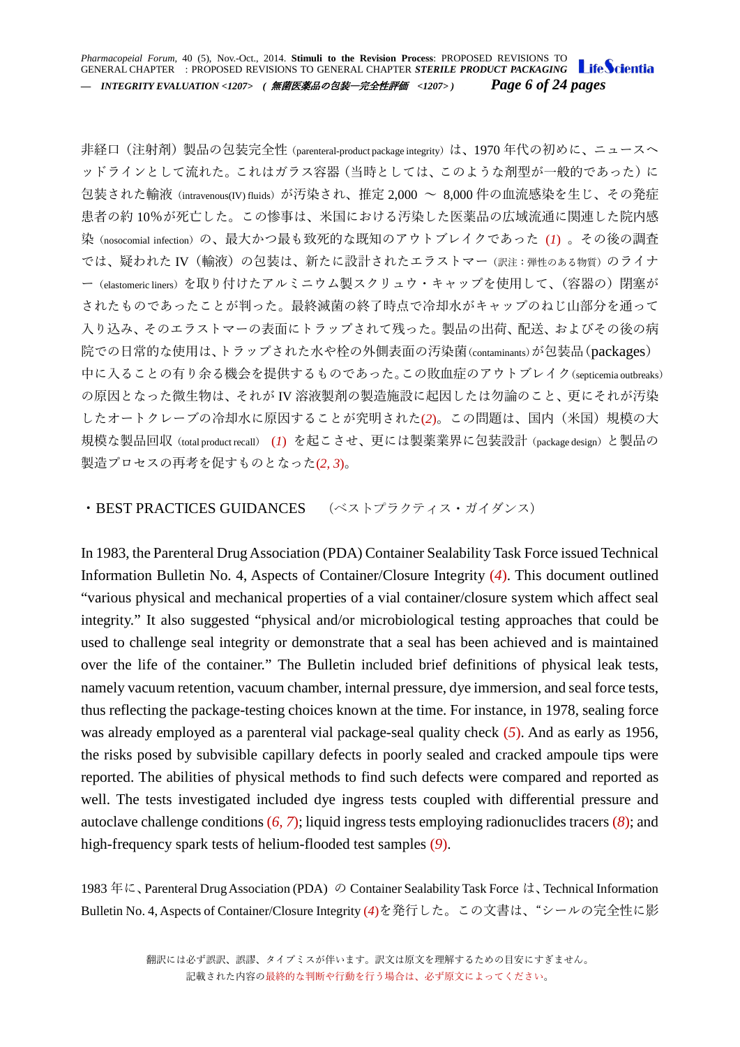非経口（注射剤）製品の包装完全性（parenteral-product package integrity）は、1970 年代の初めに、ニュースヘッドラインとして流れた。これはガラス容器（当時としては、このような剤型が一般的であった）に包装された輸液（intravenous(IV) fluids）が汚染され、推定 2,000 ～ 8,000 件の血流感染を生じ、その発症患者の約 10%が死亡した。この惨事は、米国における汚染した医薬品の広域流通に関連した院内感染（nosocomial infection）の、最大かつ最も致死的な既知のアウトブレイクであった (*1*) 。その後の調査では、疑われた IV（輸液）の包装は、新たに設計されたエラストマー（訳注：弾性のある物質）のライナー（elastomeric liners）を取り付けたアルミニウム製スクリュウ・キャップを使用して、（容器の）閉塞がされたものであったことが判った。最終滅菌の終了時点で冷却水がキャップのねじ山部分を通って入り込み、そのエラストマーの表面にトラップされて残った。製品の出荷、配送、およびその後の病院での日常的な使用は、トラップされた水や栓の外側表面の汚染菌(contaminants)が包装品（packages）中に入ることの有り余る機会を提供するものであった。この敗血症のアウトブレイク(septicemia outbreaks)の原因となった微生物は、それが IV 溶液製剤の製造施設に起因したは勿論のこと、更にそれが汚染したオートクレーブの冷却水に原因することが究明された(*2*)。この問題は、国内（米国）規模の大規模な製品回収（total product recall） (*1*) を起こさせ、更には製薬業界に包装設計（package design）と製品の製造プロセスの再考を促すものとなった(*2, 3*)。

## ・BEST PRACTICES GUIDANCES　（ベストプラクティス・ガイダンス）

In 1983, the Parenteral Drug Association (PDA) Container Sealability Task Force issued Technical Information Bulletin No. 4, Aspects of Container/Closure Integrity (*4*). This document outlined "various physical and mechanical properties of a vial container/closure system which affect seal integrity." It also suggested "physical and/or microbiological testing approaches that could be used to challenge seal integrity or demonstrate that a seal has been achieved and is maintained over the life of the container." The Bulletin included brief definitions of physical leak tests, namely vacuum retention, vacuum chamber, internal pressure, dye immersion, and seal force tests, thus reflecting the package-testing choices known at the time. For instance, in 1978, sealing force was already employed as a parenteral vial package-seal quality check (*5*). And as early as 1956, the risks posed by subvisible capillary defects in poorly sealed and cracked ampoule tips were reported. The abilities of physical methods to find such defects were compared and reported as well. The tests investigated included dye ingress tests coupled with differential pressure and autoclave challenge conditions (*6, 7*); liquid ingress tests employing radionuclides tracers (*8*); and high-frequency spark tests of helium-flooded test samples (*9*).

1983 年に、Parenteral Drug Association (PDA) の Container Sealability Task Force は、Technical Information Bulletin No. 4, Aspects of Container/Closure Integrity (*4*)を発行した。この文書は、"シールの完全性に影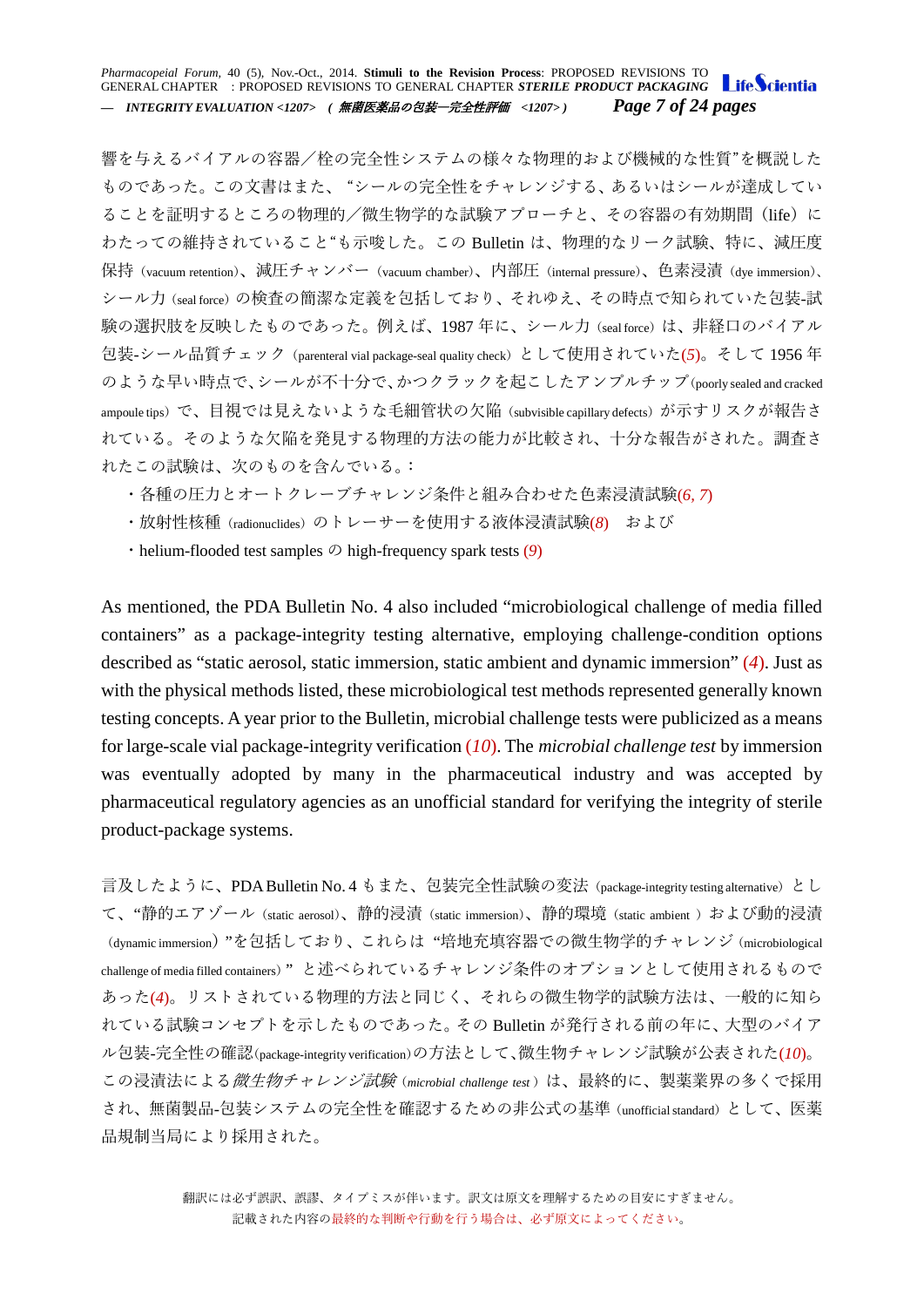響を与えるバイアルの容器／栓の完全性システムの様々な物理的および機械的な性質"を概説したものであった。この文書はまた、"シールの完全性をチャレンジする、あるいはシールが達成していることを証明するところの物理的／微生物学的な試験アプローチと、その容器の有効期間（life）にわたっての維持されていること"も示唆した。この Bulletin は、物理的なリーク試験、特に、減圧度保持（vacuum retention）、減圧チャンバー（vacuum chamber）、内部圧（internal pressure）、色素浸漬（dye immersion）、シール力（seal force）の検査の簡潔な定義を包括しており、それゆえ、その時点で知られていた包装-試験の選択肢を反映したものであった。例えば、1987 年に、シール力（seal force）は、非経口のバイアル包装-シール品質チェック（parenteral vial package-seal quality check）として使用されていた(*5*)。そして 1956 年のような早い時点で、シールが不十分で、かつクラックを起こしたアンプルチップ（poorly sealed and cracked ampoule tips）で、目視では見えないような毛細管状の欠陥（subvisible capillary defects）が示すリスクが報告されている。そのような欠陥を発見する物理的方法の能力が比較され、十分な報告がされた。調査されたこの試験は、次のものを含んでいる。：

- 各種の圧力とオートクレーブチャレンジ条件と組み合わせた色素浸漬試験(*6, 7*)
- 放射性核種（radionuclides）のトレーサーを使用する液体浸漬試験(*8*)　および
- helium-flooded test samples の high-frequency spark tests (*9*)

As mentioned, the PDA Bulletin No. 4 also included "microbiological challenge of media filled containers" as a package-integrity testing alternative, employing challenge-condition options described as "static aerosol, static immersion, static ambient and dynamic immersion" (*4*). Just as with the physical methods listed, these microbiological test methods represented generally known testing concepts. A year prior to the Bulletin, microbial challenge tests were publicized as a means for large-scale vial package-integrity verification (*10*). The *microbial challenge test* by immersion was eventually adopted by many in the pharmaceutical industry and was accepted by pharmaceutical regulatory agencies as an unofficial standard for verifying the integrity of sterile product-package systems.

言及したように、PDA Bulletin No. 4 もまた、包装完全性試験の変法（package-integrity testing alternative）として、"静的エアゾール（static aerosol）、静的浸漬（static immersion）、静的環境（static ambient）および動的浸漬（dynamic immersion）"を包括しており、これらは "培地充填容器での微生物学的チャレンジ（microbiological challenge of media filled containers）" と述べられているチャレンジ条件のオプションとして使用されるものであった(*4*)。リストされている物理的方法と同じく、それらの微生物学的試験方法は、一般的に知られている試験コンセプトを示したものであった。その Bulletin が発行される前の年に、大型のバイアル包装-完全性の確認（package-integrity verification）の方法として、微生物チャレンジ試験が公表された(*10*)。この浸漬法による*微生物チャレンジ試験*（*microbial challenge test*）は、最終的に、製薬業界の多くで採用され、無菌製品-包装システムの完全性を確認するための非公式の基準（unofficial standard）として、医薬品規制当局により採用された。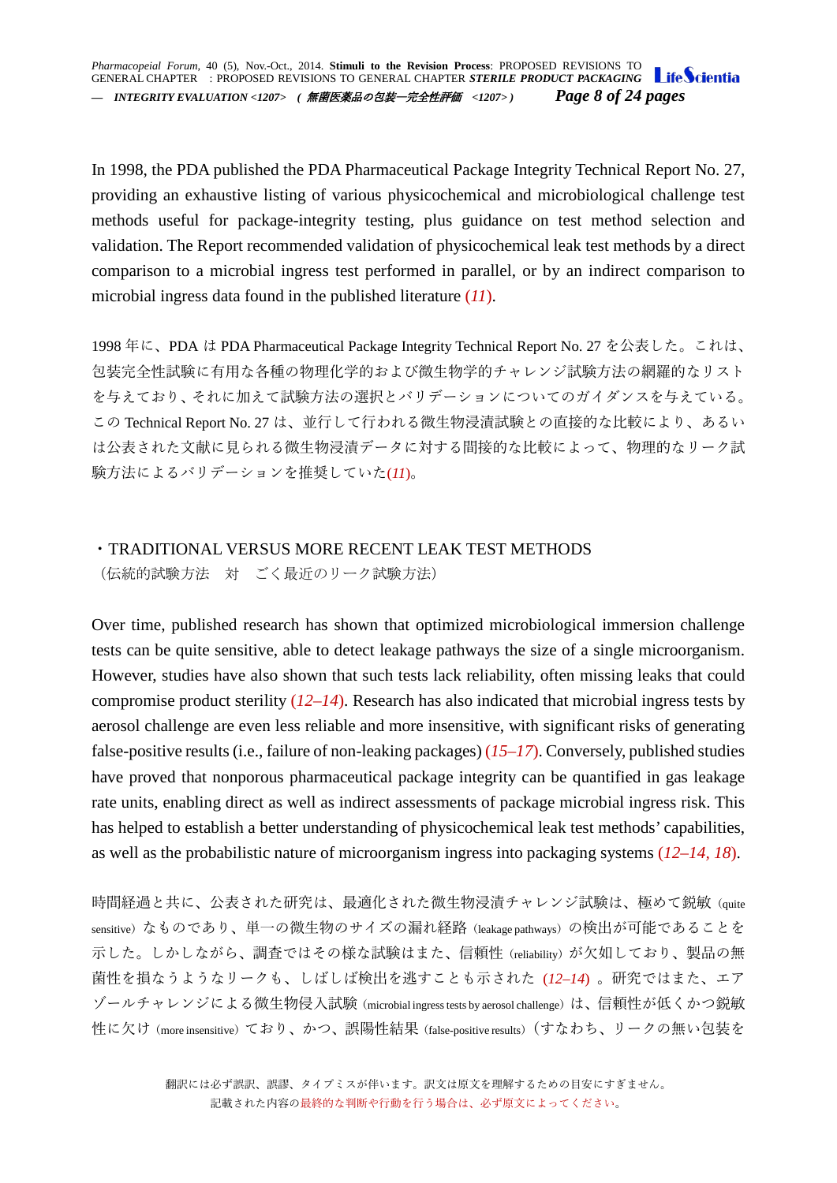In 1998, the PDA published the PDA Pharmaceutical Package Integrity Technical Report No. 27, providing an exhaustive listing of various physicochemical and microbiological challenge test methods useful for package-integrity testing, plus guidance on test method selection and validation. The Report recommended validation of physicochemical leak test methods by a direct comparison to a microbial ingress test performed in parallel, or by an indirect comparison to microbial ingress data found in the published literature (*11*).

1998 年に、PDA は PDA Pharmaceutical Package Integrity Technical Report No. 27 を公表した。これは、包装完全性試験に有用な各種の物理化学的および微生物学的チャレンジ試験方法の網羅的なリストを与えており、それに加えて試験方法の選択とバリデーションについてのガイダンスを与えている。この Technical Report No. 27 は、並行して行われる微生物浸漬試験との直接的な比較により、あるいは公表された文献に見られる微生物浸漬データに対する間接的な比較によって、物理的なリーク試験方法によるバリデーションを推奨していた(*11*)。

## ・TRADITIONAL VERSUS MORE RECENT LEAK TEST METHODS
（伝統的試験方法　対　ごく最近のリーク試験方法）

Over time, published research has shown that optimized microbiological immersion challenge tests can be quite sensitive, able to detect leakage pathways the size of a single microorganism. However, studies have also shown that such tests lack reliability, often missing leaks that could compromise product sterility (*12–14*). Research has also indicated that microbial ingress tests by aerosol challenge are even less reliable and more insensitive, with significant risks of generating false-positive results (i.e., failure of non-leaking packages) (*15–17*). Conversely, published studies have proved that nonporous pharmaceutical package integrity can be quantified in gas leakage rate units, enabling direct as well as indirect assessments of package microbial ingress risk. This has helped to establish a better understanding of physicochemical leak test methods' capabilities, as well as the probabilistic nature of microorganism ingress into packaging systems (*12–14, 18*).

時間経過と共に、公表された研究は、最適化された微生物浸漬チャレンジ試験は、極めて鋭敏（quite sensitive）なものであり、単一の微生物のサイズの漏れ経路（leakage pathways）の検出が可能であることを示した。しかしながら、調査ではその様な試験はまた、信頼性（reliability）が欠如しており、製品の無菌性を損なうようなリークも、しばしば検出を逃すことも示された（*12–14*）。研究ではまた、エアゾールチャレンジによる微生物侵入試験（microbial ingress tests by aerosol challenge）は、信頼性が低くかつ鋭敏性に欠け（more insensitive）ており、かつ、誤陽性結果（false-positive results）（すなわち、リークの無い包装を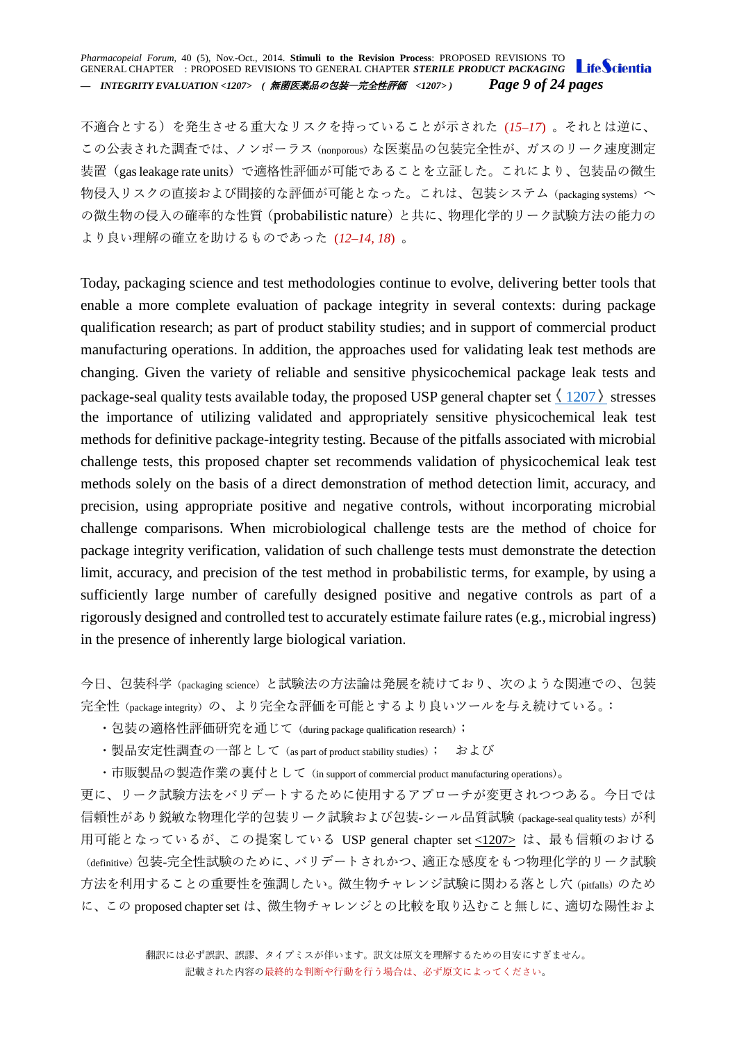不適合とする）を発生させる重大なリスクを持っていることが示された（*15–17*）。それとは逆に、この公表された調査では、ノンポーラス（nonporous）な医薬品の包装完全性が、ガスのリーク速度測定装置（gas leakage rate units）で適格性評価が可能であることを立証した。これにより、包装品の微生物侵入リスクの直接および間接的な評価が可能となった。これは、包装システム（packaging systems）への微生物の侵入の確率的な性質（probabilistic nature）と共に、物理化学的リーク試験方法の能力のより良い理解の確立を助けるものであった（*12–14, 18*）。

Today, packaging science and test methodologies continue to evolve, delivering better tools that enable a more complete evaluation of package integrity in several contexts: during package qualification research; as part of product stability studies; and in support of commercial product manufacturing operations. In addition, the approaches used for validating leak test methods are changing. Given the variety of reliable and sensitive physicochemical package leak tests and package-seal quality tests available today, the proposed USP general chapter set 〈1207〉 stresses the importance of utilizing validated and appropriately sensitive physicochemical leak test methods for definitive package-integrity testing. Because of the pitfalls associated with microbial challenge tests, this proposed chapter set recommends validation of physicochemical leak test methods solely on the basis of a direct demonstration of method detection limit, accuracy, and precision, using appropriate positive and negative controls, without incorporating microbial challenge comparisons. When microbiological challenge tests are the method of choice for package integrity verification, validation of such challenge tests must demonstrate the detection limit, accuracy, and precision of the test method in probabilistic terms, for example, by using a sufficiently large number of carefully designed positive and negative controls as part of a rigorously designed and controlled test to accurately estimate failure rates (e.g., microbial ingress) in the presence of inherently large biological variation.

今日、包装科学（packaging science）と試験法の方法論は発展を続けており、次のような関連での、包装完全性（package integrity）の、より完全な評価を可能とするより良いツールを与え続けている。：

- 包装の適格性評価研究を通じて（during package qualification research）；
- 製品安定性調査の一部として（as part of product stability studies）；　および
- 市販製品の製造作業の裏付として（in support of commercial product manufacturing operations）。

更に、リーク試験方法をバリデートするために使用するアプローチが変更されつつある。今日では信頼性があり鋭敏な物理化学的包装リーク試験および包装-シール品質試験（package-seal quality tests）が利用可能となっているが、この提案している USP general chapter set <1207> は、最も信頼のおける（definitive）包装-完全性試験のために、バリデートされかつ、適正な感度をもつ物理化学的リーク試験方法を利用することの重要性を強調したい。微生物チャレンジ試験に関わる落とし穴（pitfalls）のために、この proposed chapter set は、微生物チャレンジとの比較を取り込むこと無しに、適切な陽性およ

翻訳には必ず誤訳、誤謬、タイプミスが伴います。訳文は原文を理解するための目安にすぎません。
記載された内容の最終的な判断や行動を行う場合は、必ず原文によってください。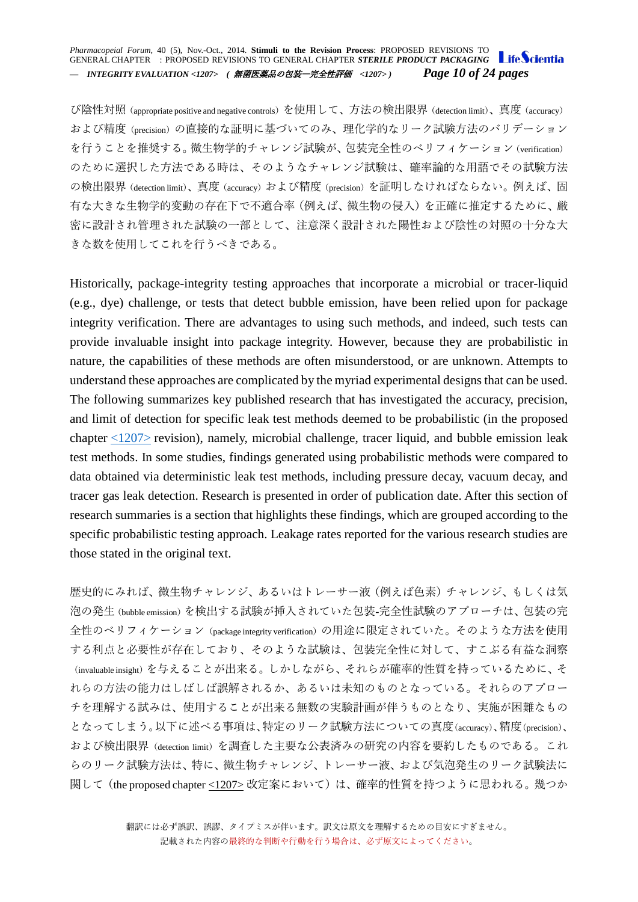び陰性対照（appropriate positive and negative controls）を使用して、方法の検出限界（detection limit）、真度（accuracy）および精度（precision）の直接的な証明に基づいてのみ、理化学的なリーク試験方法のバリデーションを行うことを推奨する。微生物学的チャレンジ試験が、包装完全性のベリフィケーション（verification）のために選択した方法である時は、そのようなチャレンジ試験は、確率論的な用語でその試験方法の検出限界（detection limit）、真度（accuracy）および精度（precision）を証明しなければならない。例えば、固有な大きな生物学的変動の存在下で不適合率（例えば、微生物の侵入）を正確に推定するために、厳密に設計され管理された試験の一部として、注意深く設計された陽性および陰性の対照の十分な大きな数を使用してこれを行うべきである。

Historically, package-integrity testing approaches that incorporate a microbial or tracer-liquid (e.g., dye) challenge, or tests that detect bubble emission, have been relied upon for package integrity verification. There are advantages to using such methods, and indeed, such tests can provide invaluable insight into package integrity. However, because they are probabilistic in nature, the capabilities of these methods are often misunderstood, or are unknown. Attempts to understand these approaches are complicated by the myriad experimental designs that can be used. The following summarizes key published research that has investigated the accuracy, precision, and limit of detection for specific leak test methods deemed to be probabilistic (in the proposed chapter <1207> revision), namely, microbial challenge, tracer liquid, and bubble emission leak test methods. In some studies, findings generated using probabilistic methods were compared to data obtained via deterministic leak test methods, including pressure decay, vacuum decay, and tracer gas leak detection. Research is presented in order of publication date. After this section of research summaries is a section that highlights these findings, which are grouped according to the specific probabilistic testing approach. Leakage rates reported for the various research studies are those stated in the original text.

歴史的にみれば、微生物チャレンジ、あるいはトレーサー液（例えば色素）チャレンジ、もしくは気泡の発生（bubble emission）を検出する試験が挿入されていた包装-完全性試験のアプローチは、包装の完全性のベリフィケーション（package integrity verification）の用途に限定されていた。そのような方法を使用する利点と必要性が存在しており、そのような試験は、包装完全性に対して、すこぶる有益な洞察（invaluable insight）を与えることが出来る。しかしながら、それらが確率的性質を持っているために、それらの方法の能力はしばしば誤解されるか、あるいは未知のものとなっている。それらのアプローチを理解する試みは、使用することが出来る無数の実験計画が伴うものとなり、実施が困難なものとなってしまう。以下に述べる事項は、特定のリーク試験方法についての真度（accuracy）、精度（precision）、および検出限界（detection limit）を調査した主要な公表済みの研究の内容を要約したものである。これらのリーク試験方法は、特に、微生物チャレンジ、トレーサー液、および気泡発生のリーク試験法に関して（the proposed chapter <1207> 改定案において）は、確率的性質を持つように思われる。幾つか

翻訳には必ず誤訳、誤謬、タイプミスが伴います。訳文は原文を理解するための目安にすぎません。
記載された内容の最終的な判断や行動を行う場合は、必ず原文によってください。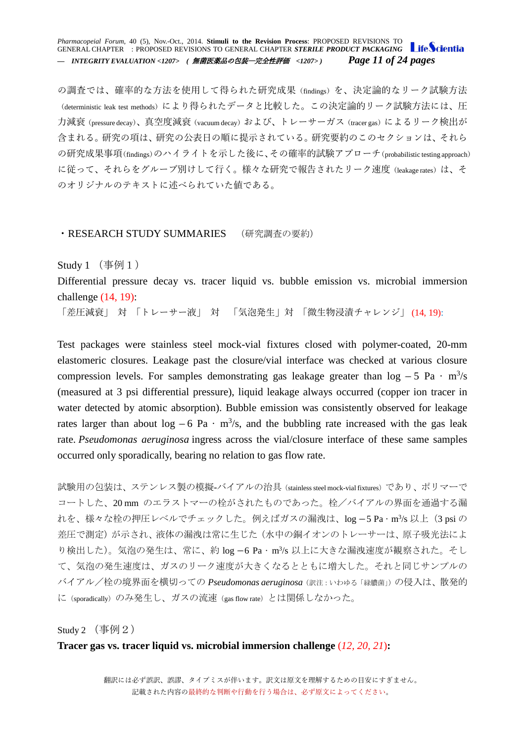の調査では、確率的な方法を使用して得られた研究成果（findings）を、決定論的なリーク試験方法（deterministic leak test methods）により得られたデータと比較した。この決定論的リーク試験方法には、圧力減衰（pressure decay)、真空度減衰（vacuum decay）および、トレーサーガス（tracer gas）によるリーク検出が含まれる。研究の項は、研究の公表日の順に提示されている。研究要約のこのセクションは、それらの研究成果事項(findings)のハイライトを示した後に、その確率的試験アプローチ(probabilistic testing approach)に従って、それらをグループ別けして行く。様々な研究で報告されたリーク速度（leakage rates）は、そのオリジナルのテキストに述べられていた値である。

## ・RESEARCH STUDY SUMMARIES （研究調査の要約）

### Study 1 （事例１）

Differential pressure decay vs. tracer liquid vs. bubble emission vs. microbial immersion challenge (14, 19):

「差圧減衰」 対 「トレーサー液」 対 「気泡発生」対 「微生物浸漬チャレンジ」(14, 19):

Test packages were stainless steel mock-vial fixtures closed with polymer-coated, 20-mm elastomeric closures. Leakage past the closure/vial interface was checked at various closure compression levels. For samples demonstrating gas leakage greater than log −5 Pa · $m^3$/s (measured at 3 psi differential pressure), liquid leakage always occurred (copper ion tracer in water detected by atomic absorption). Bubble emission was consistently observed for leakage rates larger than about log −6 Pa · $m^3$/s, and the bubbling rate increased with the gas leak rate. *Pseudomonas aeruginosa* ingress across the vial/closure interface of these same samples occurred only sporadically, bearing no relation to gas flow rate.

試験用の包装は、ステンレス製の模擬-バイアルの治具（stainless steel mock-vial fixtures）であり、ポリマーでコートした、20 mm のエラストマーの栓がされたものであった。栓／バイアルの界面を通過する漏れを、様々な栓の押圧レベルでチェックした。例えばガスの漏洩は、log −5 Pa · $m^3$/s 以上（3 psi の差圧で測定）が示され、液体の漏洩は常に生じた（水中の銅イオンのトレーサーは、原子吸光法により検出した）。気泡の発生は、常に、約 log −6 Pa · $m^3$/s 以上に大きな漏洩速度が観察された。そして、気泡の発生速度は、ガスのリーク速度が大きくなるとともに増大した。それと同じサンプルのバイアル／栓の境界面を横切っての *Pseudomonas aeruginosa*（訳注：いわゆる「緑膿菌」）の侵入は、散発的に（sporadically）のみ発生し、ガスの流速（gas flow rate）とは関係しなかった。

### Study 2 （事例２）

**Tracer gas vs. tracer liquid vs. microbial immersion challenge (*12, 20, 21*):**

翻訳には必ず誤訳、誤謬、タイプミスが伴います。訳文は原文を理解するための目安にすぎません。
記載された内容の最終的な判断や行動を行う場合は、必ず原文によってください。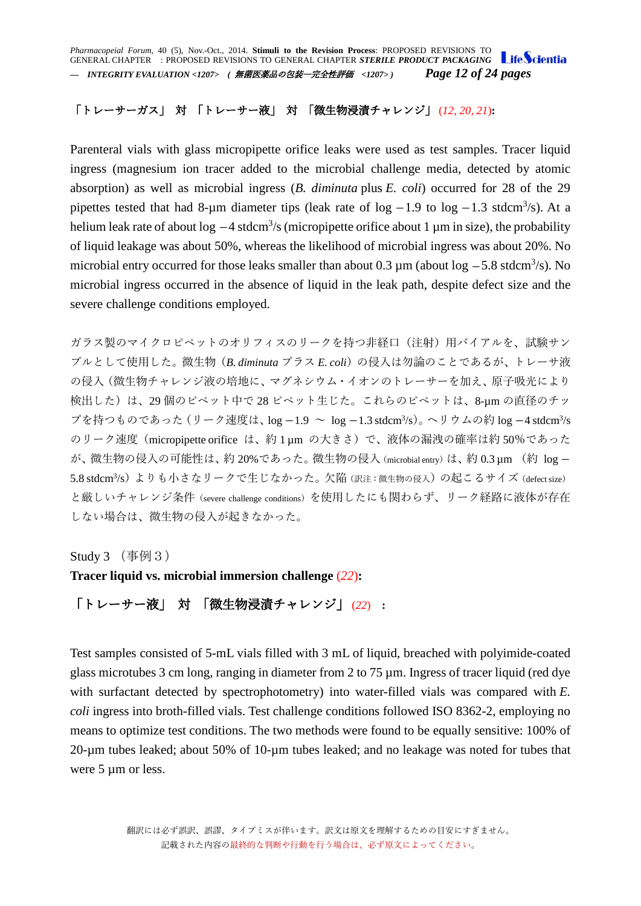**「トレーサーガス」 対 「トレーサー液」 対 「微生物浸漬チャレンジ」** (12, 20, 21)**:**

Parenteral vials with glass micropipette orifice leaks were used as test samples. Tracer liquid ingress (magnesium ion tracer added to the microbial challenge media, detected by atomic absorption) as well as microbial ingress (*B. diminuta* plus *E. coli*) occurred for 28 of the 29 pipettes tested that had 8-µm diameter tips (leak rate of log −1.9 to log −1.3 stdcm$^3$/s). At a helium leak rate of about log −4 stdcm$^3$/s (micropipette orifice about 1 µm in size), the probability of liquid leakage was about 50%, whereas the likelihood of microbial ingress was about 20%. No microbial entry occurred for those leaks smaller than about 0.3 µm (about log −5.8 stdcm$^3$/s). No microbial ingress occurred in the absence of liquid in the leak path, despite defect size and the severe challenge conditions employed.

ガラス製のマイクロピペットのオリフィスのリークを持つ非経口（注射）用バイアルを、試験サンプルとして使用した。微生物（*B. diminuta* プラス *E. coli*）の侵入は勿論のことであるが、トレーサ液の侵入（微生物チャレンジ液の培地に、マグネシウム・イオンのトレーサーを加え、原子吸光により検出した）は、29 個のピペット中で 28 ピペット生じた。これらのピペットは、8-µm の直径のチップを持つものであった（リーク速度は、log −1.9 ～ log −1.3 stdcm$^3$/s）。ヘリウムの約 log −4 stdcm$^3$/s のリーク速度（micropipette orifice は、約 1 µm の大きさ）で、液体の漏洩の確率は約 50%であったが、微生物の侵入の可能性は、約 20%であった。微生物の侵入（microbial entry）は、約 0.3 µm （約 log −5.8 stdcm$^3$/s）よりも小さなリークで生じなかった。欠陥（訳注：微生物の侵入）の起こるサイズ（defect size）と厳しいチャレンジ条件（severe challenge conditions）を使用したにも関わらず、リーク経路に液体が存在しない場合は、微生物の侵入が起きなかった。

Study 3 （事例３）

**Tracer liquid vs. microbial immersion challenge** (22)**:**

**「トレーサー液」 対 「微生物浸漬チャレンジ」** (22) **:**

Test samples consisted of 5-mL vials filled with 3 mL of liquid, breached with polyimide-coated glass microtubes 3 cm long, ranging in diameter from 2 to 75 µm. Ingress of tracer liquid (red dye with surfactant detected by spectrophotometry) into water-filled vials was compared with *E. coli* ingress into broth-filled vials. Test challenge conditions followed ISO 8362-2, employing no means to optimize test conditions. The two methods were found to be equally sensitive: 100% of 20-µm tubes leaked; about 50% of 10-µm tubes leaked; and no leakage was noted for tubes that were 5 µm or less.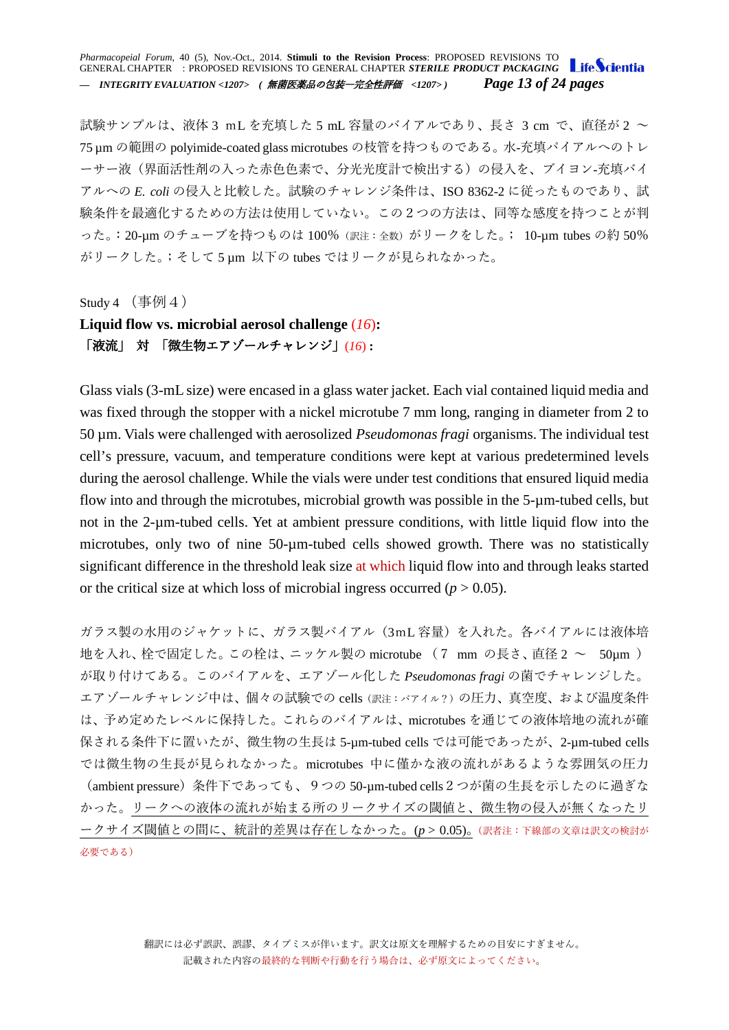試験サンプルは、液体 3 mL を充填した 5 mL 容量のバイアルであり、長さ 3 cm で、直径が 2 〜 75 µm の範囲の polyimide-coated glass microtubes の枝管を持つものである。水-充填バイアルへのトレーサー液（界面活性剤の入った赤色色素で、分光光度計で検出する）の侵入を、ブイヨン-充填バイアルへの *E. coli* の侵入と比較した。試験のチャレンジ条件は、ISO 8362-2 に従ったものであり、試験条件を最適化するための方法は使用していない。この２つの方法は、同等な感度を持つことが判った。: 20-µm のチューブを持つものは 100%（訳注：全数）がリークをした。; 10-µm tubes の約 50% がリークした。; そして 5 µm 以下の tubes ではリークが見られなかった。

Study 4 （事例４）

**Liquid flow vs. microbial aerosol challenge (*16*):**

**「液流」 対 「微生物エアゾールチャレンジ」(*16*)：**

Glass vials (3-mL size) were encased in a glass water jacket. Each vial contained liquid media and was fixed through the stopper with a nickel microtube 7 mm long, ranging in diameter from 2 to 50 µm. Vials were challenged with aerosolized *Pseudomonas fragi* organisms. The individual test cell's pressure, vacuum, and temperature conditions were kept at various predetermined levels during the aerosol challenge. While the vials were under test conditions that ensured liquid media flow into and through the microtubes, microbial growth was possible in the 5-µm-tubed cells, but not in the 2-µm-tubed cells. Yet at ambient pressure conditions, with little liquid flow into the microtubes, only two of nine 50-µm-tubed cells showed growth. There was no statistically significant difference in the threshold leak size at which liquid flow into and through leaks started or the critical size at which loss of microbial ingress occurred ($p > 0.05$).

ガラス製の水用のジャケットに、ガラス製バイアル（3mL 容量）を入れた。各バイアルには液体培地を入れ、栓で固定した。この栓は、ニッケル製の microtube （7 mm の長さ、直径 2 〜 50µm ）が取り付けてある。このバイアルを、エアゾール化した *Pseudomonas fragi* の菌でチャレンジした。エアゾールチャレンジ中は、個々の試験での cells（訳注：バアイル？）の圧力、真空度、および温度条件は、予め定めたレベルに保持した。これらのバイアルは、microtubes を通じての液体培地の流れが確保される条件下に置いたが、微生物の生長は 5-µm-tubed cells では可能であったが、2-µm-tubed cells では微生物の生長が見られなかった。microtubes 中に僅かな液の流れがあるような雰囲気の圧力（ambient pressure）条件下であっても、９つの 50-µm-tubed cells 2 つが菌の生長を示したのに過ぎなかった。リークへの液体の流れが始まる所のリークサイズの閾値と、微生物の侵入が無くなったリークサイズ閾値との間に、統計的差異は存在しなかった。($p > 0.05$)。（訳者注：下線部の文章は訳文の検討が必要である）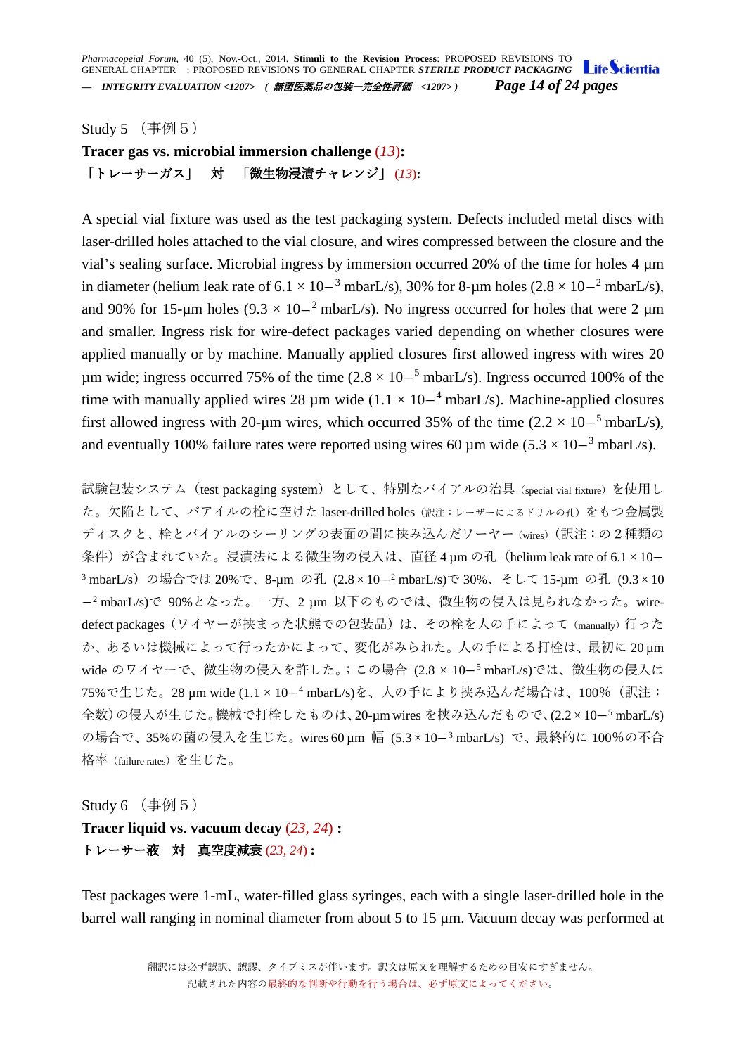Study 5 （事例５）

**Tracer gas vs. microbial immersion challenge** (*13*)**:**

**「トレーサーガス」　対　「微生物浸漬チャレンジ」** (*13*)**:**

A special vial fixture was used as the test packaging system. Defects included metal discs with laser-drilled holes attached to the vial closure, and wires compressed between the closure and the vial's sealing surface. Microbial ingress by immersion occurred 20% of the time for holes 4 µm in diameter (helium leak rate of $6.1 \times 10^{-3}$ mbarL/s), 30% for 8-µm holes ($2.8 \times 10^{-2}$ mbarL/s), and 90% for 15-µm holes ($9.3 \times 10^{-2}$ mbarL/s). No ingress occurred for holes that were 2 µm and smaller. Ingress risk for wire-defect packages varied depending on whether closures were applied manually or by machine. Manually applied closures first allowed ingress with wires 20 µm wide; ingress occurred 75% of the time ($2.8 \times 10^{-5}$ mbarL/s). Ingress occurred 100% of the time with manually applied wires 28 µm wide ($1.1 \times 10^{-4}$ mbarL/s). Machine-applied closures first allowed ingress with 20-µm wires, which occurred 35% of the time ($2.2 \times 10^{-5}$ mbarL/s), and eventually 100% failure rates were reported using wires 60 µm wide ($5.3 \times 10^{-3}$ mbarL/s).

試験包装システム（test packaging system）として、特別なバイアルの治具（special vial fixture）を使用した。欠陥として、バアイルの栓に空けた laser-drilled holes（訳注：レーザーによるドリルの孔）をもつ金属製ディスクと、栓とバイアルのシーリングの表面の間に挟み込んだワーヤー（wires）（訳注：の２種類の条件）が含まれていた。浸漬法による微生物の侵入は、直径 4 µm の孔（helium leak rate of $6.1 \times 10^{-3}$ mbarL/s）の場合では 20%で、8-µm の孔 ($2.8 \times 10^{-2}$ mbarL/s)で 30%、そして 15-µm の孔 ($9.3 \times 10^{-2}$ mbarL/s)で 90%となった。一方、2 µm 以下のものでは、微生物の侵入は見られなかった。wire-defect packages（ワイヤーが挟まった状態での包装品）は、その栓を人の手によって（manually）行ったか、あるいは機械によって行ったかによって、変化がみられた。人の手による打栓は、最初に 20 µm wide のワイヤーで、微生物の侵入を許した。; この場合 ($2.8 \times 10^{-5}$ mbarL/s)では、微生物の侵入は 75%で生じた。28 µm wide ($1.1 \times 10^{-4}$ mbarL/s)を、人の手により挟み込んだ場合は、100%（訳注：全数）の侵入が生じた。機械で打栓したものは、20-µm wires を挟み込んだもので、($2.2 \times 10^{-5}$ mbarL/s)の場合で、35%の菌の侵入を生じた。wires 60 µm 幅 ($5.3 \times 10^{-3}$ mbarL/s) で、最終的に 100%の不合格率（failure rates）を生じた。

Study 6 （事例５）

**Tracer liquid vs. vacuum decay** (*23, 24*) **:**

**トレーサー液　対　真空度減衰** (*23, 24*) **:**

Test packages were 1-mL, water-filled glass syringes, each with a single laser-drilled hole in the barrel wall ranging in nominal diameter from about 5 to 15 µm. Vacuum decay was performed at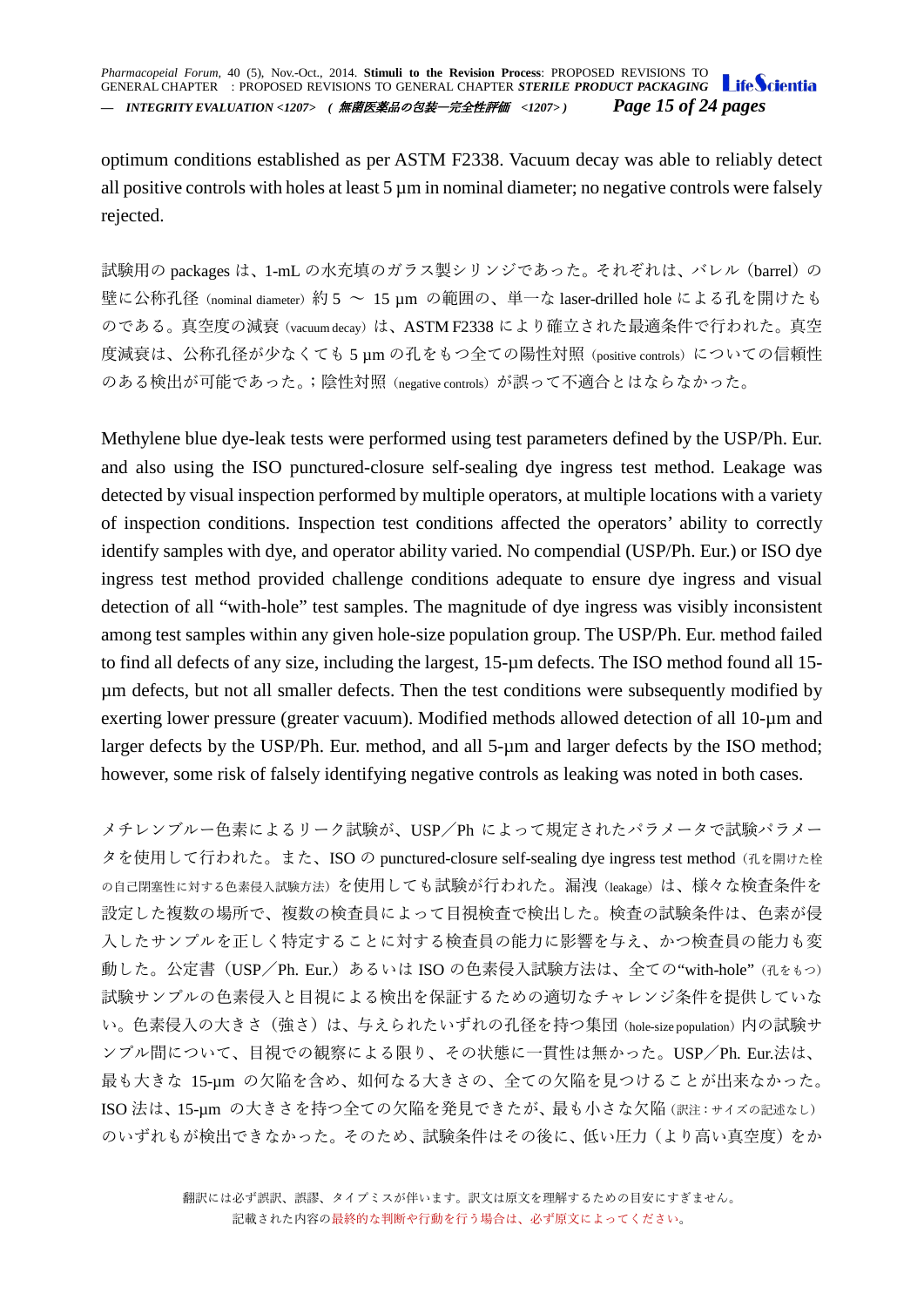optimum conditions established as per ASTM F2338. Vacuum decay was able to reliably detect all positive controls with holes at least 5 µm in nominal diameter; no negative controls were falsely rejected.

試験用の packages は、1-mL の水充填のガラス製シリンジであった。それぞれは、バレル（barrel）の壁に公称孔径（nominal diameter）約 5 ～ 15 µm の範囲の、単一な laser-drilled hole による孔を開けたものである。真空度の減衰（vacuum decay）は、ASTM F2338 により確立された最適条件で行われた。真空度減衰は、公称孔径が少なくても 5 µm の孔をもつ全ての陽性対照（positive controls）についての信頼性のある検出が可能であった。；陰性対照（negative controls）が誤って不適合とはならなかった。

Methylene blue dye-leak tests were performed using test parameters defined by the USP/Ph. Eur. and also using the ISO punctured-closure self-sealing dye ingress test method. Leakage was detected by visual inspection performed by multiple operators, at multiple locations with a variety of inspection conditions. Inspection test conditions affected the operators' ability to correctly identify samples with dye, and operator ability varied. No compendial (USP/Ph. Eur.) or ISO dye ingress test method provided challenge conditions adequate to ensure dye ingress and visual detection of all "with-hole" test samples. The magnitude of dye ingress was visibly inconsistent among test samples within any given hole-size population group. The USP/Ph. Eur. method failed to find all defects of any size, including the largest, 15-µm defects. The ISO method found all 15-µm defects, but not all smaller defects. Then the test conditions were subsequently modified by exerting lower pressure (greater vacuum). Modified methods allowed detection of all 10-µm and larger defects by the USP/Ph. Eur. method, and all 5-µm and larger defects by the ISO method; however, some risk of falsely identifying negative controls as leaking was noted in both cases.

メチレンブルー色素によるリーク試験が、USP／Ph によって規定されたパラメータで試験パラメータを使用して行われた。また、ISO の punctured-closure self-sealing dye ingress test method（孔を開けた栓の自己閉塞性に対する色素侵入試験方法）を使用しても試験が行われた。漏洩（leakage）は、様々な検査条件を設定した複数の場所で、複数の検査員によって目視検査で検出した。検査の試験条件は、色素が侵入したサンプルを正しく特定することに対する検査員の能力に影響を与え、かつ検査員の能力も変動した。公定書（USP／Ph. Eur.）あるいは ISO の色素侵入試験方法は、全ての"with-hole"（孔をもつ）試験サンプルの色素侵入と目視による検出を保証するための適切なチャレンジ条件を提供していない。色素侵入の大きさ（強さ）は、与えられたいずれの孔径を持つ集団（hole-size population）内の試験サンプル間について、目視での観察による限り、その状態に一貫性は無かった。USP／Ph. Eur.法は、最も大きな 15-µm の欠陥を含め、如何なる大きさの、全ての欠陥を見つけることが出来なかった。ISO 法は、15-µm の大きさを持つ全ての欠陥を発見できたが、最も小さな欠陥（訳注：サイズの記述なし）のいずれもが検出できなかった。そのため、試験条件はその後に、低い圧力（より高い真空度）をか

翻訳には必ず誤訳、誤謬、タイプミスが伴います。訳文は原文を理解するための目安にすぎません。
記載された内容の最終的な判断や行動を行う場合は、必ず原文によってください。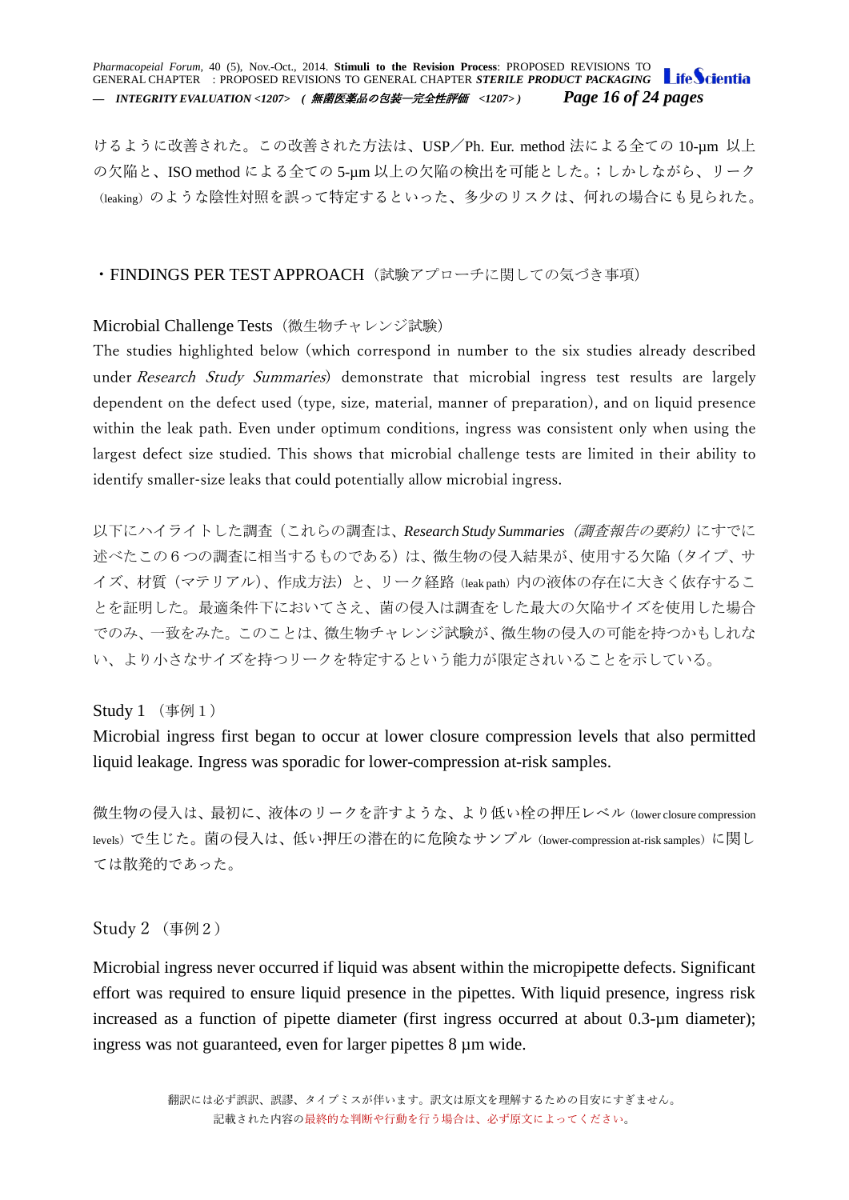けるように改善された。この改善された方法は、USP／Ph. Eur. method 法による全ての 10-µm 以上の欠陥と、ISO method による全ての 5-µm 以上の欠陥の検出を可能とした。; しかしながら、リーク（leaking）のような陰性対照を誤って特定するといった、多少のリスクは、何れの場合にも見られた。

・FINDINGS PER TEST APPROACH（試験アプローチに関しての気づき事項）

Microbial Challenge Tests（微生物チャレンジ試験）

The studies highlighted below (which correspond in number to the six studies already described under *Research Study Summaries*) demonstrate that microbial ingress test results are largely dependent on the defect used (type, size, material, manner of preparation), and on liquid presence within the leak path. Even under optimum conditions, ingress was consistent only when using the largest defect size studied. This shows that microbial challenge tests are limited in their ability to identify smaller-size leaks that could potentially allow microbial ingress.

以下にハイライトした調査（これらの調査は、*Research Study Summaries（調査報告の要約）*にすでに述べたこの６つの調査に相当するものである）は、微生物の侵入結果が、使用する欠陥（タイプ、サイズ、材質（マテリアル）、作成方法）と、リーク経路（leak path）内の液体の存在に大きく依存することを証明した。最適条件下においてさえ、菌の侵入は調査をした最大の欠陥サイズを使用した場合でのみ、一致をみた。このことは、微生物チャレンジ試験が、微生物の侵入の可能を持つかもしれない、より小さなサイズを持つリークを特定するという能力が限定されいることを示している。

Study 1（事例１）

Microbial ingress first began to occur at lower closure compression levels that also permitted liquid leakage. Ingress was sporadic for lower-compression at-risk samples.

微生物の侵入は、最初に、液体のリークを許すような、より低い栓の押圧レベル（lower closure compression levels）で生じた。菌の侵入は、低い押圧の潜在的に危険なサンプル（lower-compression at-risk samples）に関しては散発的であった。

Study 2（事例２）

Microbial ingress never occurred if liquid was absent within the micropipette defects. Significant effort was required to ensure liquid presence in the pipettes. With liquid presence, ingress risk increased as a function of pipette diameter (first ingress occurred at about 0.3-µm diameter); ingress was not guaranteed, even for larger pipettes 8 µm wide.

翻訳には必ず誤訳、誤謬、タイプミスが伴います。訳文は原文を理解するための目安にすぎません。
記載された内容の最終的な判断や行動を行う場合は、必ず原文によってください。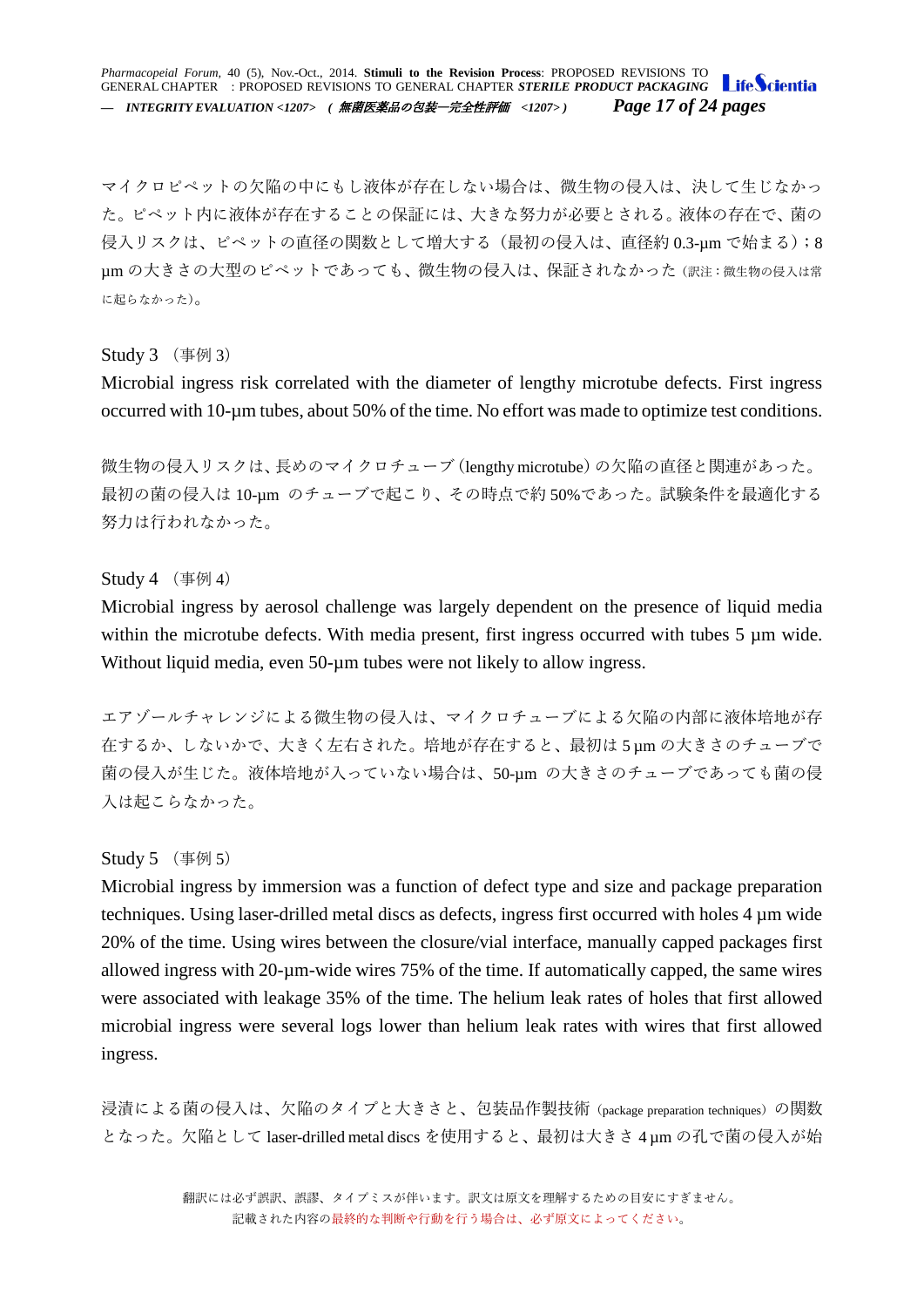マイクロピペットの欠陥の中にもし液体が存在しない場合は、微生物の侵入は、決して生じなかった。ピペット内に液体が存在することの保証には、大きな努力が必要とされる。液体の存在で、菌の侵入リスクは、ピペットの直径の関数として増大する（最初の侵入は、直径約 0.3-μm で始まる）；8 μm の大きさの大型のピペットであっても、微生物の侵入は、保証されなかった（訳注：微生物の侵入は常に起らなかった）。

Study 3 （事例 3）

Microbial ingress risk correlated with the diameter of lengthy microtube defects. First ingress occurred with 10-µm tubes, about 50% of the time. No effort was made to optimize test conditions.

微生物の侵入リスクは、長めのマイクロチューブ（lengthy microtube）の欠陥の直径と関連があった。最初の菌の侵入は 10-μm のチューブで起こり、その時点で約 50%であった。試験条件を最適化する努力は行われなかった。

Study 4 （事例 4）

Microbial ingress by aerosol challenge was largely dependent on the presence of liquid media within the microtube defects. With media present, first ingress occurred with tubes 5 µm wide. Without liquid media, even 50-µm tubes were not likely to allow ingress.

エアゾールチャレンジによる微生物の侵入は、マイクロチューブによる欠陥の内部に液体培地が存在するか、しないかで、大きく左右された。培地が存在すると、最初は 5 μm の大きさのチューブで菌の侵入が生じた。液体培地が入っていない場合は、50-μm の大きさのチューブであっても菌の侵入は起こらなかった。

Study 5 （事例 5）

Microbial ingress by immersion was a function of defect type and size and package preparation techniques. Using laser-drilled metal discs as defects, ingress first occurred with holes 4 µm wide 20% of the time. Using wires between the closure/vial interface, manually capped packages first allowed ingress with 20-µm-wide wires 75% of the time. If automatically capped, the same wires were associated with leakage 35% of the time. The helium leak rates of holes that first allowed microbial ingress were several logs lower than helium leak rates with wires that first allowed ingress.

浸漬による菌の侵入は、欠陥のタイプと大きさと、包装品作製技術（package preparation techniques）の関数となった。欠陥として laser-drilled metal discs を使用すると、最初は大きさ 4 μm の孔で菌の侵入が始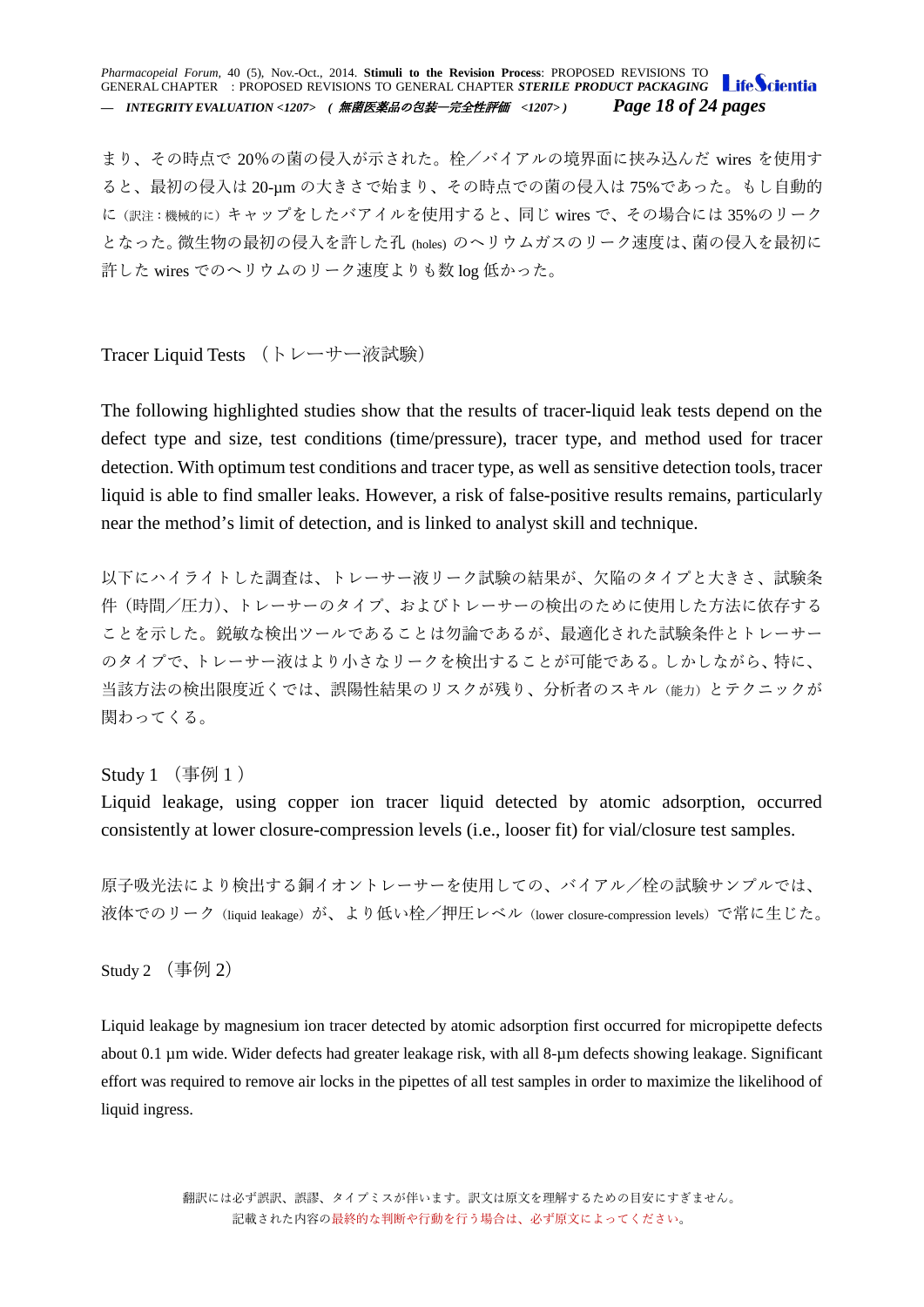り、その時点で 20％の菌の侵入が示された。栓／バイアルの境界面に挟み込んだ wires を使用すると、最初の侵入は 20-μm の大きさで始まり、その時点での菌の侵入は 75%であった。もし自動的に（訳注：機械的に）キャップをしたバアイルを使用すると、同じ wires で、その場合には 35%のリークとなった。微生物の最初の侵入を許した孔 (holes) のヘリウムガスのリーク速度は、菌の侵入を最初に許した wires でのヘリウムのリーク速度よりも数 log 低かった。

## Tracer Liquid Tests （トレーサー液試験）

The following highlighted studies show that the results of tracer-liquid leak tests depend on the defect type and size, test conditions (time/pressure), tracer type, and method used for tracer detection. With optimum test conditions and tracer type, as well as sensitive detection tools, tracer liquid is able to find smaller leaks. However, a risk of false-positive results remains, particularly near the method's limit of detection, and is linked to analyst skill and technique.

以下にハイライトした調査は、トレーサー液リーク試験の結果が、欠陥のタイプと大きさ、試験条件（時間／圧力)、トレーサーのタイプ、およびトレーサーの検出のために使用した方法に依存することを示した。鋭敏な検出ツールであることは勿論であるが、最適化された試験条件とトレーサーのタイプで、トレーサー液はより小さなリークを検出することが可能である。しかしながら、特に、当該方法の検出限度近くでは、誤陽性結果のリスクが残り、分析者のスキル（能力）とテクニックが関わってくる。

### Study 1 （事例 1）

Liquid leakage, using copper ion tracer liquid detected by atomic adsorption, occurred consistently at lower closure-compression levels (i.e., looser fit) for vial/closure test samples.

原子吸光法により検出する銅イオントレーサーを使用しての、バイアル／栓の試験サンプルでは、液体でのリーク（liquid leakage）が、より低い栓／押圧レベル（lower closure-compression levels）で常に生じた。

### Study 2 （事例 2）

Liquid leakage by magnesium ion tracer detected by atomic adsorption first occurred for micropipette defects about 0.1 μm wide. Wider defects had greater leakage risk, with all 8-μm defects showing leakage. Significant effort was required to remove air locks in the pipettes of all test samples in order to maximize the likelihood of liquid ingress.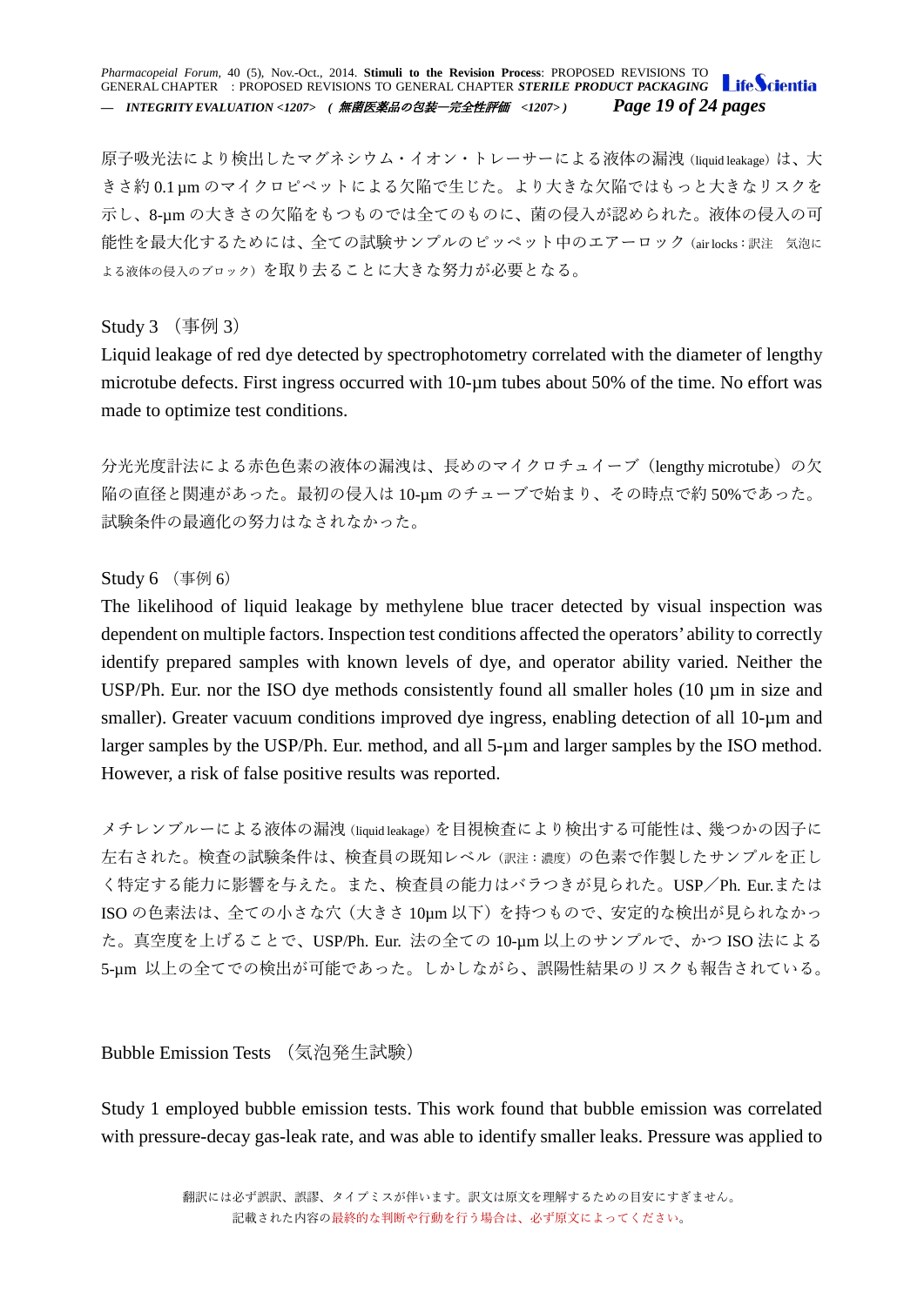原子吸光法により検出したマグネシウム・イオン・トレーサーによる液体の漏洩（liquid leakage）は、大きさ約 0.1 µm のマイクロピペットによる欠陥で生じた。より大きな欠陥ではもっと大きなリスクを示し、8-µm の大きさの欠陥をもつものでは全てのものに、菌の侵入が認められた。液体の侵入の可能性を最大化するためには、全ての試験サンプルのピッペット中のエアーロック（air locks：訳注　気泡による液体の侵入のブロック）を取り去ることに大きな努力が必要となる。

Study 3 （事例 3）

Liquid leakage of red dye detected by spectrophotometry correlated with the diameter of lengthy microtube defects. First ingress occurred with 10-µm tubes about 50% of the time. No effort was made to optimize test conditions.

分光光度計法による赤色色素の液体の漏洩は、長めのマイクロチューイーブ（lengthy microtube）の欠陥の直径と関連があった。最初の侵入は 10-µm のチューブで始まり、その時点で約 50%であった。試験条件の最適化の努力はなされなかった。

Study 6 （事例 6）

The likelihood of liquid leakage by methylene blue tracer detected by visual inspection was dependent on multiple factors. Inspection test conditions affected the operators' ability to correctly identify prepared samples with known levels of dye, and operator ability varied. Neither the USP/Ph. Eur. nor the ISO dye methods consistently found all smaller holes (10 µm in size and smaller). Greater vacuum conditions improved dye ingress, enabling detection of all 10-µm and larger samples by the USP/Ph. Eur. method, and all 5-µm and larger samples by the ISO method. However, a risk of false positive results was reported.

メチレンブルーによる液体の漏洩（liquid leakage）を目視検査により検出する可能性は、幾つかの因子に左右された。検査の試験条件は、検査員の既知レベル（訳注：濃度）の色素で作製したサンプルを正しく特定する能力に影響を与えた。また、検査員の能力はバラつきが見られた。USP／Ph. Eur.または ISO の色素法は、全ての小さな穴（大きさ 10µm 以下）を持つもので、安定的な検出が見られなかった。真空度を上げることで、USP/Ph. Eur. 法の全ての 10-µm 以上のサンプルで、かつ ISO 法による 5-µm 以上の全てでの検出が可能であった。しかしながら、誤陽性結果のリスクも報告されている。

Bubble Emission Tests （気泡発生試験）

Study 1 employed bubble emission tests. This work found that bubble emission was correlated with pressure-decay gas-leak rate, and was able to identify smaller leaks. Pressure was applied to

翻訳には必ず誤訳、誤謬、タイプミスが伴います。訳文は原文を理解するための目安にすぎません。
記載された内容の最終的な判断や行動を行う場合は、必ず原文によってください。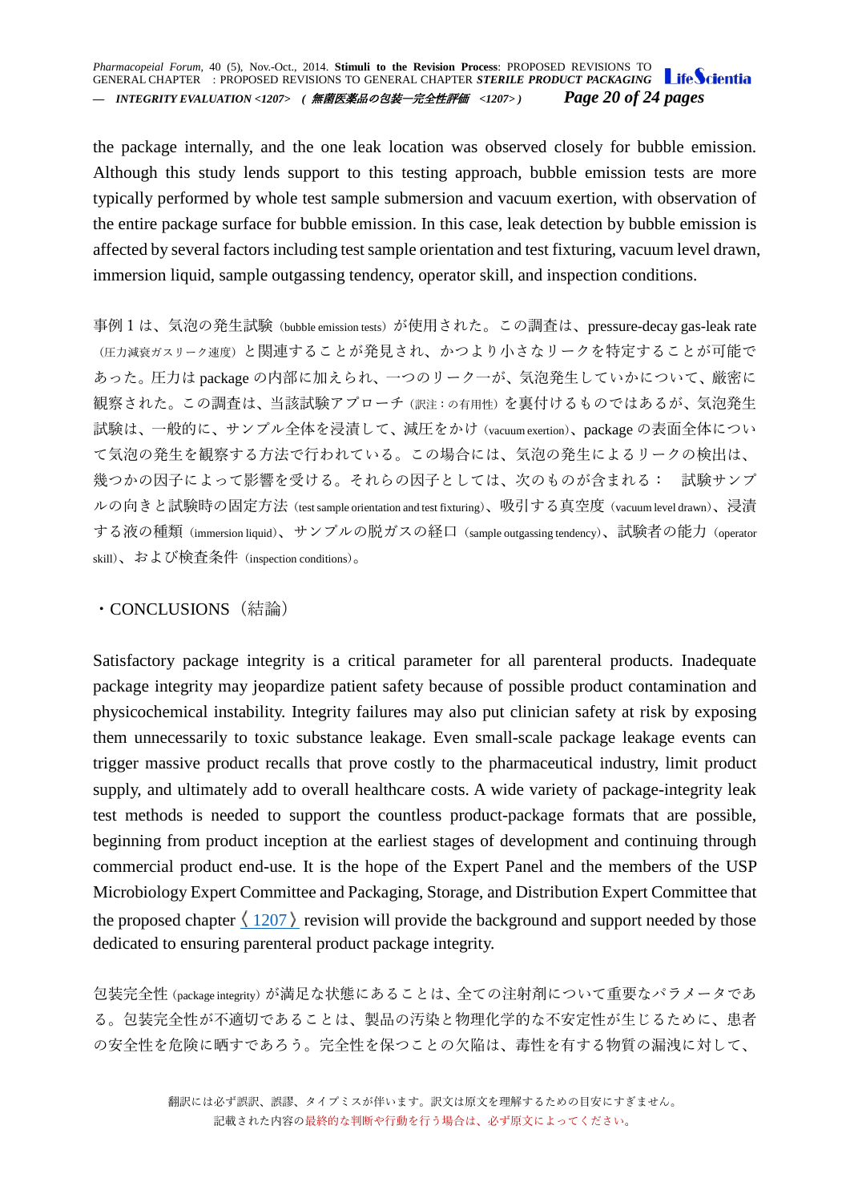the package internally, and the one leak location was observed closely for bubble emission. Although this study lends support to this testing approach, bubble emission tests are more typically performed by whole test sample submersion and vacuum exertion, with observation of the entire package surface for bubble emission. In this case, leak detection by bubble emission is affected by several factors including test sample orientation and test fixturing, vacuum level drawn, immersion liquid, sample outgassing tendency, operator skill, and inspection conditions.

事例 1 は、気泡の発生試験（bubble emission tests）が使用された。この調査は、pressure-decay gas-leak rate（圧力減衰ガスリーク速度）と関連することが発見され、かつより小さなリークを特定することが可能であった。圧力は package の内部に加えられ、一つのリーク一が、気泡発生していかについて、厳密に観察された。この調査は、当該試験アプローチ（訳注：の有用性）を裏付けるものではあるが、気泡発生試験は、一般的に、サンプル全体を浸漬して、減圧をかけ（vacuum exertion）、package の表面全体について気泡の発生を観察する方法で行われている。この場合には、気泡の発生によるリークの検出は、幾つかの因子によって影響を受ける。それらの因子としては、次のものが含まれる： 試験サンプルの向きと試験時の固定方法（test sample orientation and test fixturing）、吸引する真空度（vacuum level drawn）、浸漬する液の種類（immersion liquid）、サンプルの脱ガスの経口（sample outgassing tendency）、試験者の能力（operator skill）、および検査条件（inspection conditions）。

・CONCLUSIONS（結論）

Satisfactory package integrity is a critical parameter for all parenteral products. Inadequate package integrity may jeopardize patient safety because of possible product contamination and physicochemical instability. Integrity failures may also put clinician safety at risk by exposing them unnecessarily to toxic substance leakage. Even small-scale package leakage events can trigger massive product recalls that prove costly to the pharmaceutical industry, limit product supply, and ultimately add to overall healthcare costs. A wide variety of package-integrity leak test methods is needed to support the countless product-package formats that are possible, beginning from product inception at the earliest stages of development and continuing through commercial product end-use. It is the hope of the Expert Panel and the members of the USP Microbiology Expert Committee and Packaging, Storage, and Distribution Expert Committee that the proposed chapter〈1207〉revision will provide the background and support needed by those dedicated to ensuring parenteral product package integrity.

包装完全性（package integrity）が満足な状態にあることは、全ての注射剤について重要なパラメータである。包装完全性が不適切であることは、製品の汚染と物理化学的な不安定性が生じるために、患者の安全性を危険に晒すであろう。完全性を保つことの欠陥は、毒性を有する物質の漏洩に対して、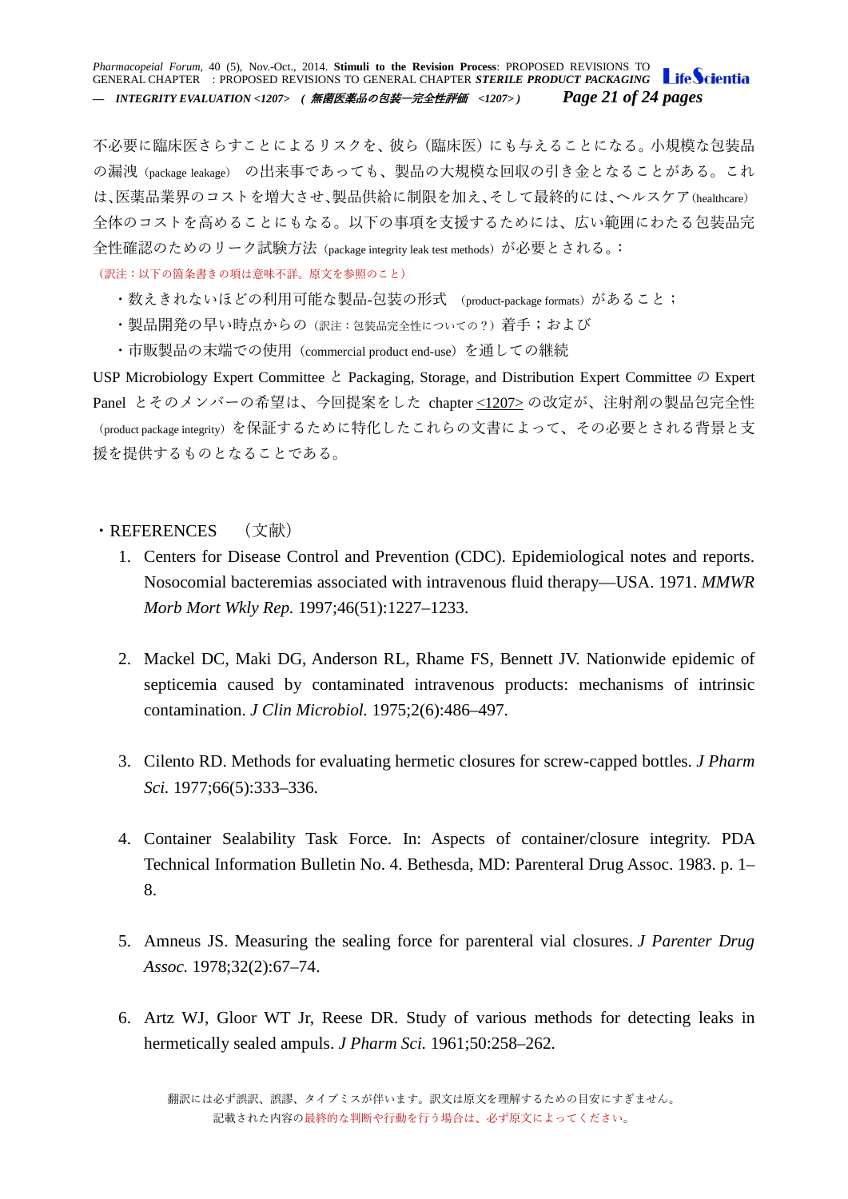不必要に臨床医さらすことによるリスクを、彼ら（臨床医）にも与えることになる。小規模な包装品の漏洩（package leakage） の出来事であっても、製品の大規模な回収の引き金となることがある。これは、医薬品業界のコストを増大させ、製品供給に制限を加え、そして最終的には、ヘルスケア（healthcare）全体のコストを高めることにもなる。以下の事項を支援するためには、広い範囲にわたる包装品完全性確認のためのリーク試験方法（package integrity leak test methods）が必要とされる。：

（訳注：以下の箇条書きの項は意味不詳。原文を参照のこと）

- 数えきれないほどの利用可能な製品-包装の形式 （product-package formats）があること；
- 製品開発の早い時点からの（訳注：包装品完全性についての？）着手；および
- 市販製品の末端での使用（commercial product end-use）を通しての継続

USP Microbiology Expert Committee と Packaging, Storage, and Distribution Expert Committee の Expert Panel とそのメンバーの希望は、今回提案をした chapter <1207> の改定が、注射剤の製品包完全性（product package integrity）を保証するために特化したこれらの文書によって、その必要とされる背景と支援を提供するものとなることである。

## ・REFERENCES （文献）

1. Centers for Disease Control and Prevention (CDC). Epidemiological notes and reports. Nosocomial bacteremias associated with intravenous fluid therapy—USA. 1971. *MMWR Morb Mort Wkly Rep.* 1997;46(51):1227–1233.

2. Mackel DC, Maki DG, Anderson RL, Rhame FS, Bennett JV. Nationwide epidemic of septicemia caused by contaminated intravenous products: mechanisms of intrinsic contamination. *J Clin Microbiol.* 1975;2(6):486–497.

3. Cilento RD. Methods for evaluating hermetic closures for screw-capped bottles. *J Pharm Sci.* 1977;66(5):333–336.

4. Container Sealability Task Force. In: Aspects of container/closure integrity. PDA Technical Information Bulletin No. 4. Bethesda, MD: Parenteral Drug Assoc. 1983. p. 1–8.

5. Amneus JS. Measuring the sealing force for parenteral vial closures. *J Parenter Drug Assoc.* 1978;32(2):67–74.

6. Artz WJ, Gloor WT Jr, Reese DR. Study of various methods for detecting leaks in hermetically sealed ampuls. *J Pharm Sci.* 1961;50:258–262.

翻訳には必ず誤訳、誤謬、タイプミスが伴います。訳文は原文を理解するための目安にすぎません。
記載された内容の最終的な判断や行動を行う場合は、必ず原文によってください。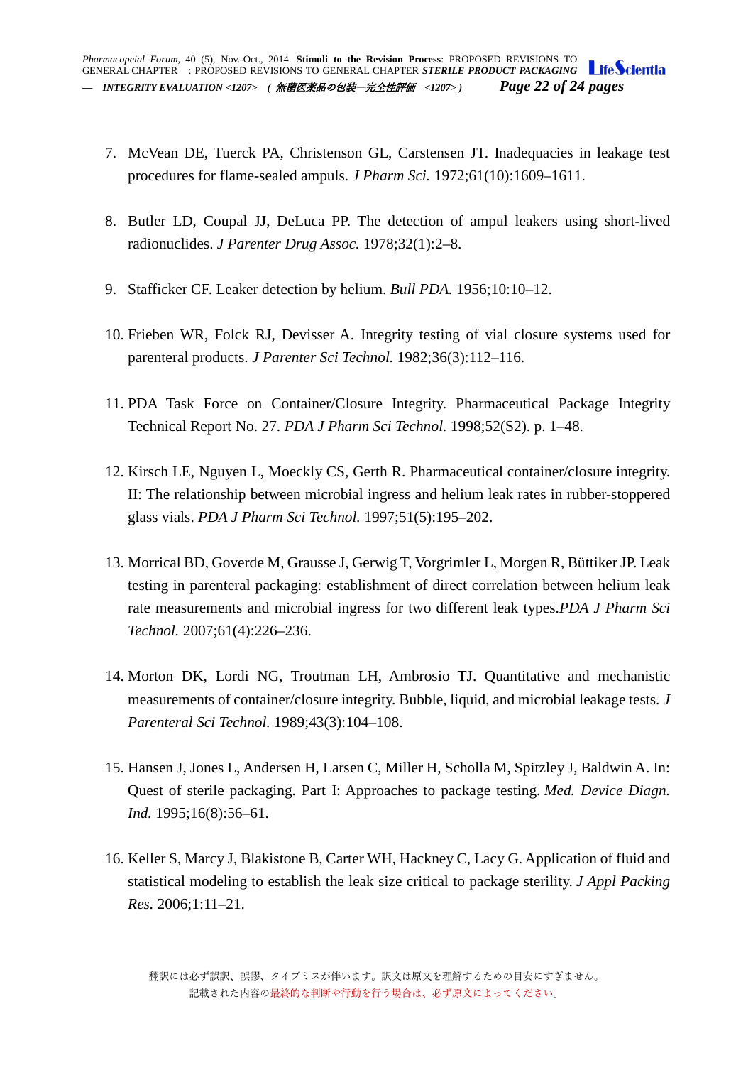7. McVean DE, Tuerck PA, Christenson GL, Carstensen JT. Inadequacies in leakage test procedures for flame-sealed ampuls. *J Pharm Sci.* 1972;61(10):1609–1611.

8. Butler LD, Coupal JJ, DeLuca PP. The detection of ampul leakers using short-lived radionuclides. *J Parenter Drug Assoc.* 1978;32(1):2–8.

9. Stafficker CF. Leaker detection by helium. *Bull PDA.* 1956;10:10–12.

10. Frieben WR, Folck RJ, Devisser A. Integrity testing of vial closure systems used for parenteral products. *J Parenter Sci Technol.* 1982;36(3):112–116.

11. PDA Task Force on Container/Closure Integrity. Pharmaceutical Package Integrity Technical Report No. 27. *PDA J Pharm Sci Technol.* 1998;52(S2). p. 1–48.

12. Kirsch LE, Nguyen L, Moeckly CS, Gerth R. Pharmaceutical container/closure integrity. II: The relationship between microbial ingress and helium leak rates in rubber-stoppered glass vials. *PDA J Pharm Sci Technol.* 1997;51(5):195–202.

13. Morrical BD, Goverde M, Grausse J, Gerwig T, Vorgrimler L, Morgen R, Büttiker JP. Leak testing in parenteral packaging: establishment of direct correlation between helium leak rate measurements and microbial ingress for two different leak types.*PDA J Pharm Sci Technol.* 2007;61(4):226–236.

14. Morton DK, Lordi NG, Troutman LH, Ambrosio TJ. Quantitative and mechanistic measurements of container/closure integrity. Bubble, liquid, and microbial leakage tests. *J Parenteral Sci Technol.* 1989;43(3):104–108.

15. Hansen J, Jones L, Andersen H, Larsen C, Miller H, Scholla M, Spitzley J, Baldwin A. In: Quest of sterile packaging. Part I: Approaches to package testing. *Med. Device Diagn. Ind.* 1995;16(8):56–61.

16. Keller S, Marcy J, Blakistone B, Carter WH, Hackney C, Lacy G. Application of fluid and statistical modeling to establish the leak size critical to package sterility. *J Appl Packing Res.* 2006;1:11–21.

翻訳には必ず誤訳、誤謬、タイプミスが伴います。訳文は原文を理解するための目安にすぎません。
記載された内容の最終的な判断や行動を行う場合は、必ず原文によってください。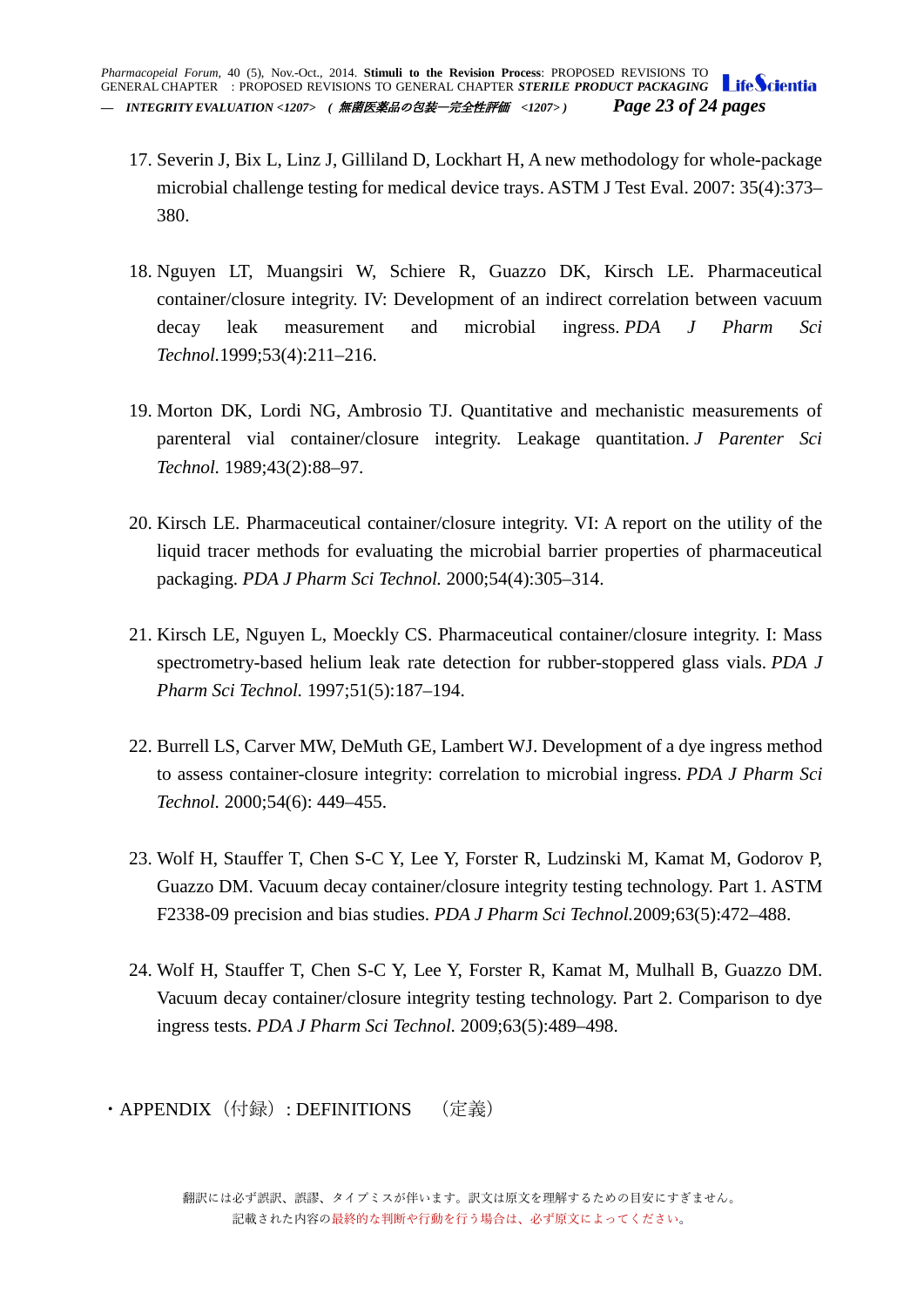17. Severin J, Bix L, Linz J, Gilliland D, Lockhart H, A new methodology for whole-package microbial challenge testing for medical device trays. ASTM J Test Eval. 2007: 35(4):373–380.

18. Nguyen LT, Muangsiri W, Schiere R, Guazzo DK, Kirsch LE. Pharmaceutical container/closure integrity. IV: Development of an indirect correlation between vacuum decay leak measurement and microbial ingress. *PDA J Pharm Sci Technol.*1999;53(4):211–216.

19. Morton DK, Lordi NG, Ambrosio TJ. Quantitative and mechanistic measurements of parenteral vial container/closure integrity. Leakage quantitation. *J Parenter Sci Technol.* 1989;43(2):88–97.

20. Kirsch LE. Pharmaceutical container/closure integrity. VI: A report on the utility of the liquid tracer methods for evaluating the microbial barrier properties of pharmaceutical packaging. *PDA J Pharm Sci Technol.* 2000;54(4):305–314.

21. Kirsch LE, Nguyen L, Moeckly CS. Pharmaceutical container/closure integrity. I: Mass spectrometry-based helium leak rate detection for rubber-stoppered glass vials. *PDA J Pharm Sci Technol.* 1997;51(5):187–194.

22. Burrell LS, Carver MW, DeMuth GE, Lambert WJ. Development of a dye ingress method to assess container-closure integrity: correlation to microbial ingress. *PDA J Pharm Sci Technol.* 2000;54(6): 449–455.

23. Wolf H, Stauffer T, Chen S-C Y, Lee Y, Forster R, Ludzinski M, Kamat M, Godorov P, Guazzo DM. Vacuum decay container/closure integrity testing technology. Part 1. ASTM F2338-09 precision and bias studies. *PDA J Pharm Sci Technol.*2009;63(5):472–488.

24. Wolf H, Stauffer T, Chen S-C Y, Lee Y, Forster R, Kamat M, Mulhall B, Guazzo DM. Vacuum decay container/closure integrity testing technology. Part 2. Comparison to dye ingress tests. *PDA J Pharm Sci Technol.* 2009;63(5):489–498.

・APPENDIX（付録）: DEFINITIONS　（定義）

翻訳には必ず誤訳、誤謬、タイプミスが伴います。訳文は原文を理解するための目安にすぎません。
記載された内容の最終的な判断や行動を行う場合は、必ず原文によってください。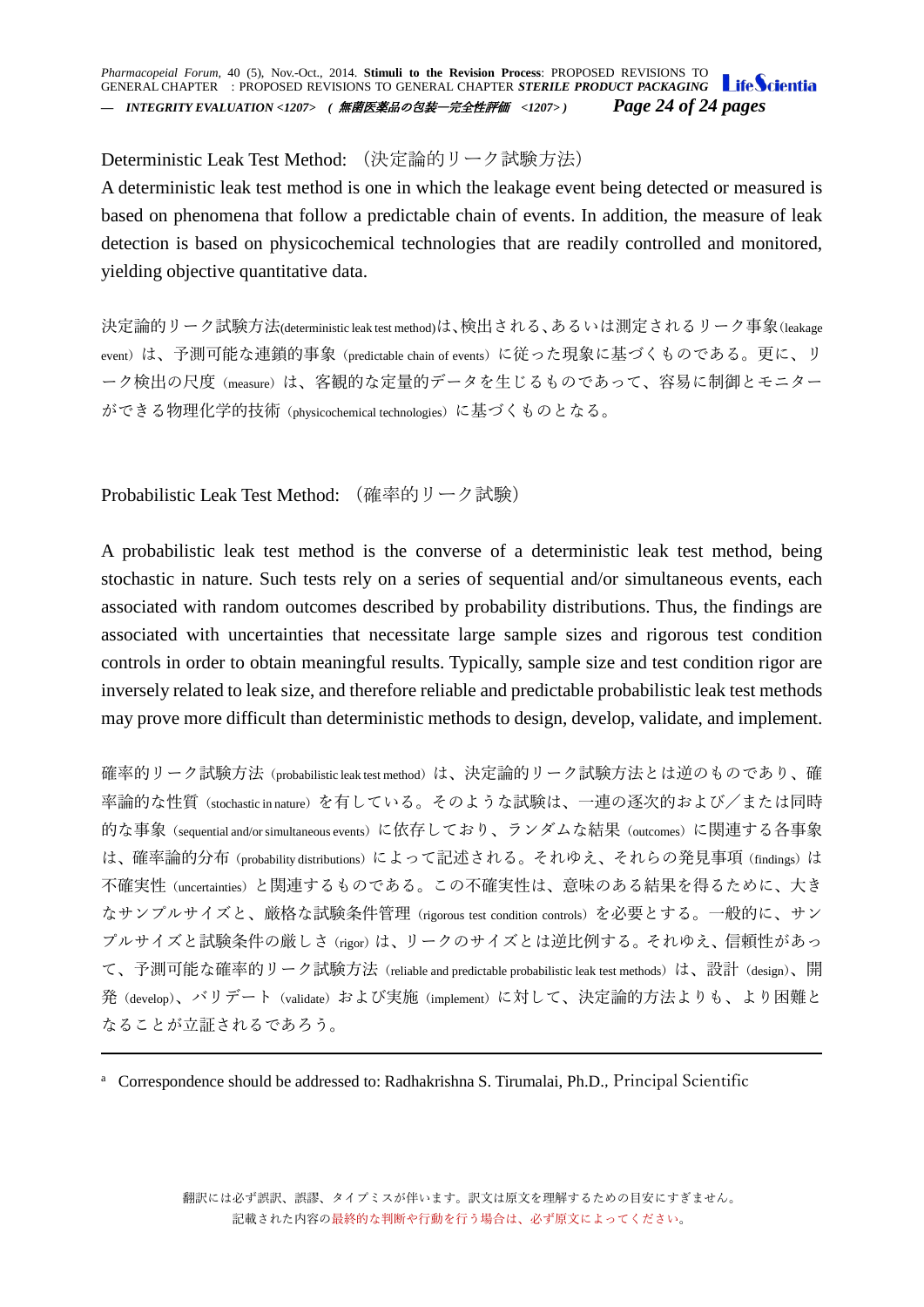Deterministic Leak Test Method: （決定論的リーク試験方法）

A deterministic leak test method is one in which the leakage event being detected or measured is based on phenomena that follow a predictable chain of events. In addition, the measure of leak detection is based on physicochemical technologies that are readily controlled and monitored, yielding objective quantitative data.

決定論的リーク試験方法(deterministic leak test method)は、検出される、あるいは測定されるリーク事象(leakage event）は、予測可能な連鎖的事象（predictable chain of events）に従った現象に基づくものである。更に、リーク検出の尺度（measure）は、客観的な定量的データを生じるものであって、容易に制御とモニターができる物理化学的技術（physicochemical technologies）に基づくものとなる。

Probabilistic Leak Test Method: （確率的リーク試験）

A probabilistic leak test method is the converse of a deterministic leak test method, being stochastic in nature. Such tests rely on a series of sequential and/or simultaneous events, each associated with random outcomes described by probability distributions. Thus, the findings are associated with uncertainties that necessitate large sample sizes and rigorous test condition controls in order to obtain meaningful results. Typically, sample size and test condition rigor are inversely related to leak size, and therefore reliable and predictable probabilistic leak test methods may prove more difficult than deterministic methods to design, develop, validate, and implement.

確率的リーク試験方法（probabilistic leak test method）は、決定論的リーク試験方法とは逆のものであり、確率論的な性質（stochastic in nature）を有している。そのような試験は、一連の逐次的および／または同時的な事象（sequential and/or simultaneous events）に依存しており、ランダムな結果（outcomes）に関連する各事象は、確率論的分布（probability distributions）によって記述される。それゆえ、それらの発見事項（findings）は不確実性（uncertainties）と関連するものである。この不確実性は、意味のある結果を得るために、大きなサンプルサイズと、厳格な試験条件管理（rigorous test condition controls）を必要とする。一般的に、サンプルサイズと試験条件の厳しさ（rigor）は、リークのサイズとは逆比例する。それゆえ、信頼性があって、予測可能な確率的リーク試験方法（reliable and predictable probabilistic leak test methods）は、設計（design）、開発（develop）、バリデート（validate）および実施（implement）に対して、決定論的方法よりも、より困難となることが立証されるであろう。

---

[a] Correspondence should be addressed to: Radhakrishna S. Tirumalai, Ph.D., Principal Scientific

翻訳には必ず誤訳、誤謬、タイプミスが伴います。訳文は原文を理解するための目安にすぎません。
記載された内容の最終的な判断や行動を行う場合は、必ず原文によってください。